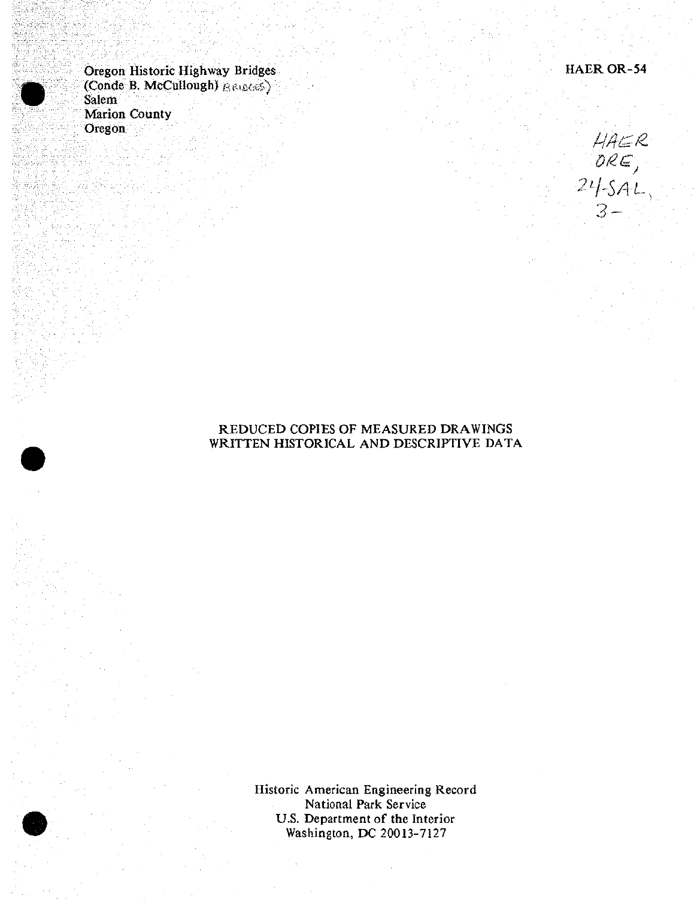Oregon Historic Highway Bridges
(Conde B. McCullough) BRIDGES
Salem
Marion County
Oregon

HAER OR-54

HAER
ORE,
24-SAL,
3-

REDUCED COPIES OF MEASURED DRAWINGS
WRITTEN HISTORICAL AND DESCRIPTIVE DATA

Historic American Engineering Record
National Park Service
U.S. Department of the Interior
Washington, DC 20013-7127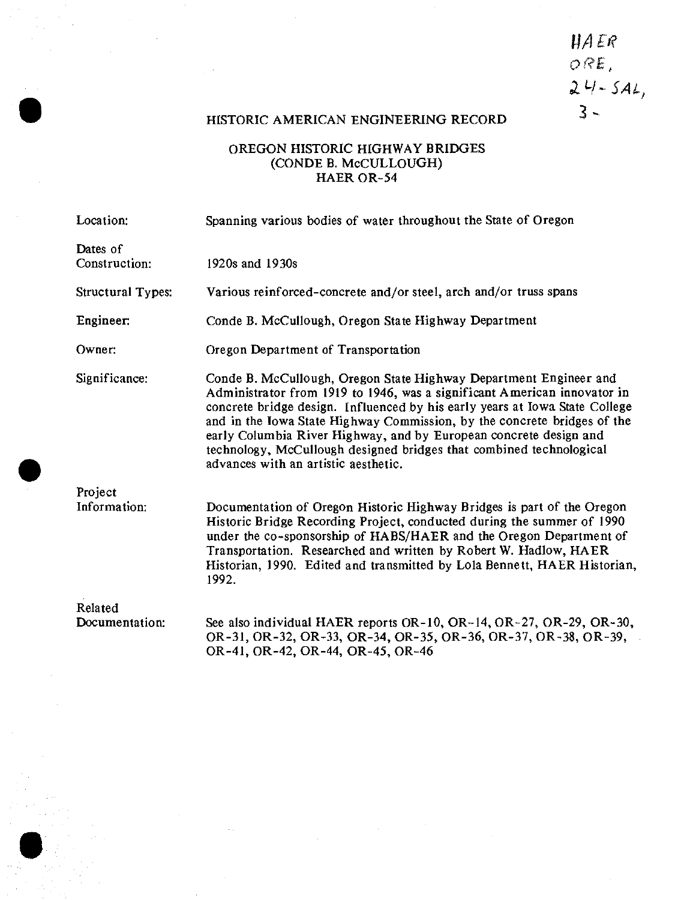HAER
ORE,
24-SAL,
3-

# HISTORIC AMERICAN ENGINEERING RECORD

## OREGON HISTORIC HIGHWAY BRIDGES (CONDE B. McCULLOUGH) HAER OR-54

**Location:** Spanning various bodies of water throughout the State of Oregon

**Dates of Construction:** 1920s and 1930s

**Structural Types:** Various reinforced-concrete and/or steel, arch and/or truss spans

**Engineer:** Conde B. McCullough, Oregon State Highway Department

**Owner:** Oregon Department of Transportation

**Significance:** Conde B. McCullough, Oregon State Highway Department Engineer and Administrator from 1919 to 1946, was a significant American innovator in concrete bridge design. Influenced by his early years at Iowa State College and in the Iowa State Highway Commission, by the concrete bridges of the early Columbia River Highway, and by European concrete design and technology, McCullough designed bridges that combined technological advances with an artistic aesthetic.

**Project Information:** Documentation of Oregon Historic Highway Bridges is part of the Oregon Historic Bridge Recording Project, conducted during the summer of 1990 under the co-sponsorship of HABS/HAER and the Oregon Department of Transportation. Researched and written by Robert W. Hadlow, HAER Historian, 1990. Edited and transmitted by Lola Bennett, HAER Historian, 1992.

**Related Documentation:** See also individual HAER reports OR-10, OR-14, OR-27, OR-29, OR-30, OR-31, OR-32, OR-33, OR-34, OR-35, OR-36, OR-37, OR-38, OR-39, OR-41, OR-42, OR-44, OR-45, OR-46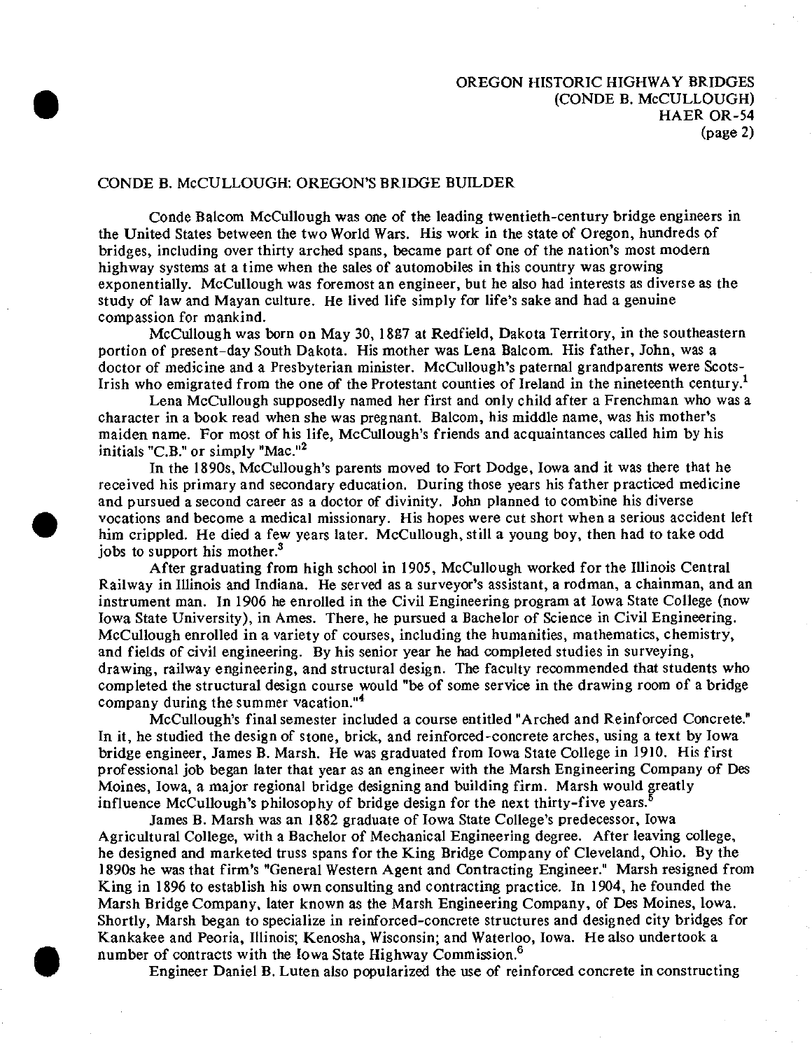## CONDE B. McCULLOUGH: OREGON'S BRIDGE BUILDER

Conde Balcom McCullough was one of the leading twentieth-century bridge engineers in the United States between the two World Wars. His work in the state of Oregon, hundreds of bridges, including over thirty arched spans, became part of one of the nation's most modern highway systems at a time when the sales of automobiles in this country was growing exponentially. McCullough was foremost an engineer, but he also had interests as diverse as the study of law and Mayan culture. He lived life simply for life's sake and had a genuine compassion for mankind.

McCullough was born on May 30, 1887 at Redfield, Dakota Territory, in the southeastern portion of present-day South Dakota. His mother was Lena Balcom. His father, John, was a doctor of medicine and a Presbyterian minister. McCullough's paternal grandparents were Scots-Irish who emigrated from the one of the Protestant counties of Ireland in the nineteenth century.[1]

Lena McCullough supposedly named her first and only child after a Frenchman who was a character in a book read when she was pregnant. Balcom, his middle name, was his mother's maiden name. For most of his life, McCullough's friends and acquaintances called him by his initials "C.B." or simply "Mac."[2]

In the 1890s, McCullough's parents moved to Fort Dodge, Iowa and it was there that he received his primary and secondary education. During those years his father practiced medicine and pursued a second career as a doctor of divinity. John planned to combine his diverse vocations and become a medical missionary. His hopes were cut short when a serious accident left him crippled. He died a few years later. McCullough, still a young boy, then had to take odd jobs to support his mother.[3]

After graduating from high school in 1905, McCullough worked for the Illinois Central Railway in Illinois and Indiana. He served as a surveyor's assistant, a rodman, a chainman, and an instrument man. In 1906 he enrolled in the Civil Engineering program at Iowa State College (now Iowa State University), in Ames. There, he pursued a Bachelor of Science in Civil Engineering. McCullough enrolled in a variety of courses, including the humanities, mathematics, chemistry, and fields of civil engineering. By his senior year he had completed studies in surveying, drawing, railway engineering, and structural design. The faculty recommended that students who completed the structural design course would "be of some service in the drawing room of a bridge company during the summer vacation."[4]

McCullough's final semester included a course entitled "Arched and Reinforced Concrete." In it, he studied the design of stone, brick, and reinforced-concrete arches, using a text by Iowa bridge engineer, James B. Marsh. He was graduated from Iowa State College in 1910. His first professional job began later that year as an engineer with the Marsh Engineering Company of Des Moines, Iowa, a major regional bridge designing and building firm. Marsh would greatly influence McCullough's philosophy of bridge design for the next thirty-five years.[5]

James B. Marsh was an 1882 graduate of Iowa State College's predecessor, Iowa Agricultural College, with a Bachelor of Mechanical Engineering degree. After leaving college, he designed and marketed truss spans for the King Bridge Company of Cleveland, Ohio. By the 1890s he was that firm's "General Western Agent and Contracting Engineer." Marsh resigned from King in 1896 to establish his own consulting and contracting practice. In 1904, he founded the Marsh Bridge Company, later known as the Marsh Engineering Company, of Des Moines, Iowa. Shortly, Marsh began to specialize in reinforced-concrete structures and designed city bridges for Kankakee and Peoria, Illinois; Kenosha, Wisconsin; and Waterloo, Iowa. He also undertook a number of contracts with the Iowa State Highway Commission.[6]

Engineer Daniel B. Luten also popularized the use of reinforced concrete in constructing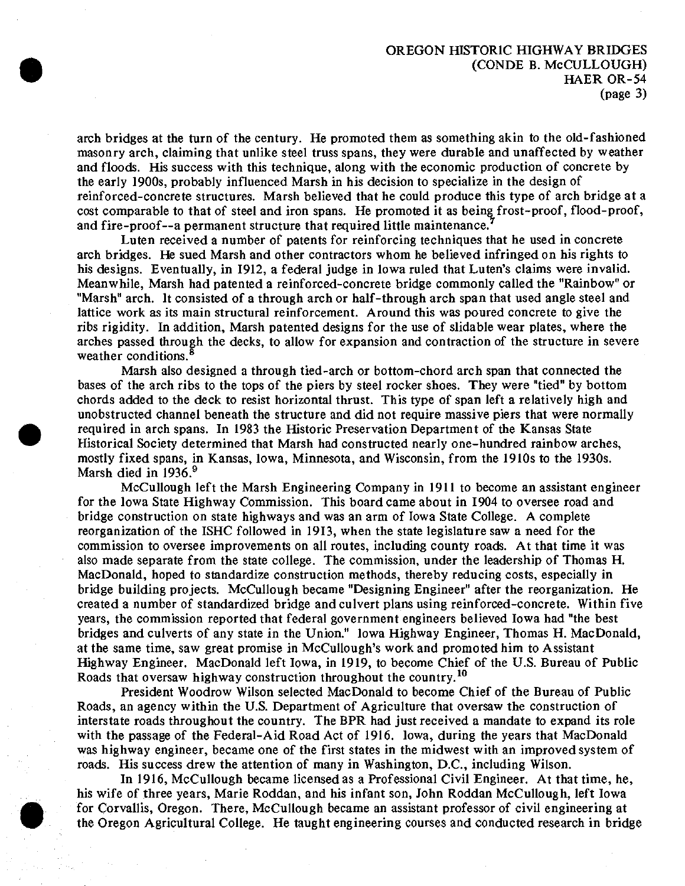arch bridges at the turn of the century. He promoted them as something akin to the old-fashioned masonry arch, claiming that unlike steel truss spans, they were durable and unaffected by weather and floods. His success with this technique, along with the economic production of concrete by the early 1900s, probably influenced Marsh in his decision to specialize in the design of reinforced-concrete structures. Marsh believed that he could produce this type of arch bridge at a cost comparable to that of steel and iron spans. He promoted it as being frost-proof, flood-proof, and fire-proof--a permanent structure that required little maintenance.[7]

Luten received a number of patents for reinforcing techniques that he used in concrete arch bridges. He sued Marsh and other contractors whom he believed infringed on his rights to his designs. Eventually, in 1912, a federal judge in Iowa ruled that Luten's claims were invalid. Meanwhile, Marsh had patented a reinforced-concrete bridge commonly called the "Rainbow" or "Marsh" arch. It consisted of a through arch or half-through arch span that used angle steel and lattice work as its main structural reinforcement. Around this was poured concrete to give the ribs rigidity. In addition, Marsh patented designs for the use of slidable wear plates, where the arches passed through the decks, to allow for expansion and contraction of the structure in severe weather conditions.[8]

Marsh also designed a through tied-arch or bottom-chord arch span that connected the bases of the arch ribs to the tops of the piers by steel rocker shoes. They were "tied" by bottom chords added to the deck to resist horizontal thrust. This type of span left a relatively high and unobstructed channel beneath the structure and did not require massive piers that were normally required in arch spans. In 1983 the Historic Preservation Department of the Kansas State Historical Society determined that Marsh had constructed nearly one-hundred rainbow arches, mostly fixed spans, in Kansas, Iowa, Minnesota, and Wisconsin, from the 1910s to the 1930s. Marsh died in 1936.[9]

McCullough left the Marsh Engineering Company in 1911 to become an assistant engineer for the Iowa State Highway Commission. This board came about in 1904 to oversee road and bridge construction on state highways and was an arm of Iowa State College. A complete reorganization of the ISHC followed in 1913, when the state legislature saw a need for the commission to oversee improvements on all routes, including county roads. At that time it was also made separate from the state college. The commission, under the leadership of Thomas H. MacDonald, hoped to standardize construction methods, thereby reducing costs, especially in bridge building projects. McCullough became "Designing Engineer" after the reorganization. He created a number of standardized bridge and culvert plans using reinforced-concrete. Within five years, the commission reported that federal government engineers believed Iowa had "the best bridges and culverts of any state in the Union." Iowa Highway Engineer, Thomas H. MacDonald, at the same time, saw great promise in McCullough's work and promoted him to Assistant Highway Engineer. MacDonald left Iowa, in 1919, to become Chief of the U.S. Bureau of Public Roads that oversaw highway construction throughout the country.[10]

President Woodrow Wilson selected MacDonald to become Chief of the Bureau of Public Roads, an agency within the U.S. Department of Agriculture that oversaw the construction of interstate roads throughout the country. The BPR had just received a mandate to expand its role with the passage of the Federal-Aid Road Act of 1916. Iowa, during the years that MacDonald was highway engineer, became one of the first states in the midwest with an improved system of roads. His success drew the attention of many in Washington, D.C., including Wilson.

In 1916, McCullough became licensed as a Professional Civil Engineer. At that time, he, his wife of three years, Marie Roddan, and his infant son, John Roddan McCullough, left Iowa for Corvallis, Oregon. There, McCullough became an assistant professor of civil engineering at the Oregon Agricultural College. He taught engineering courses and conducted research in bridge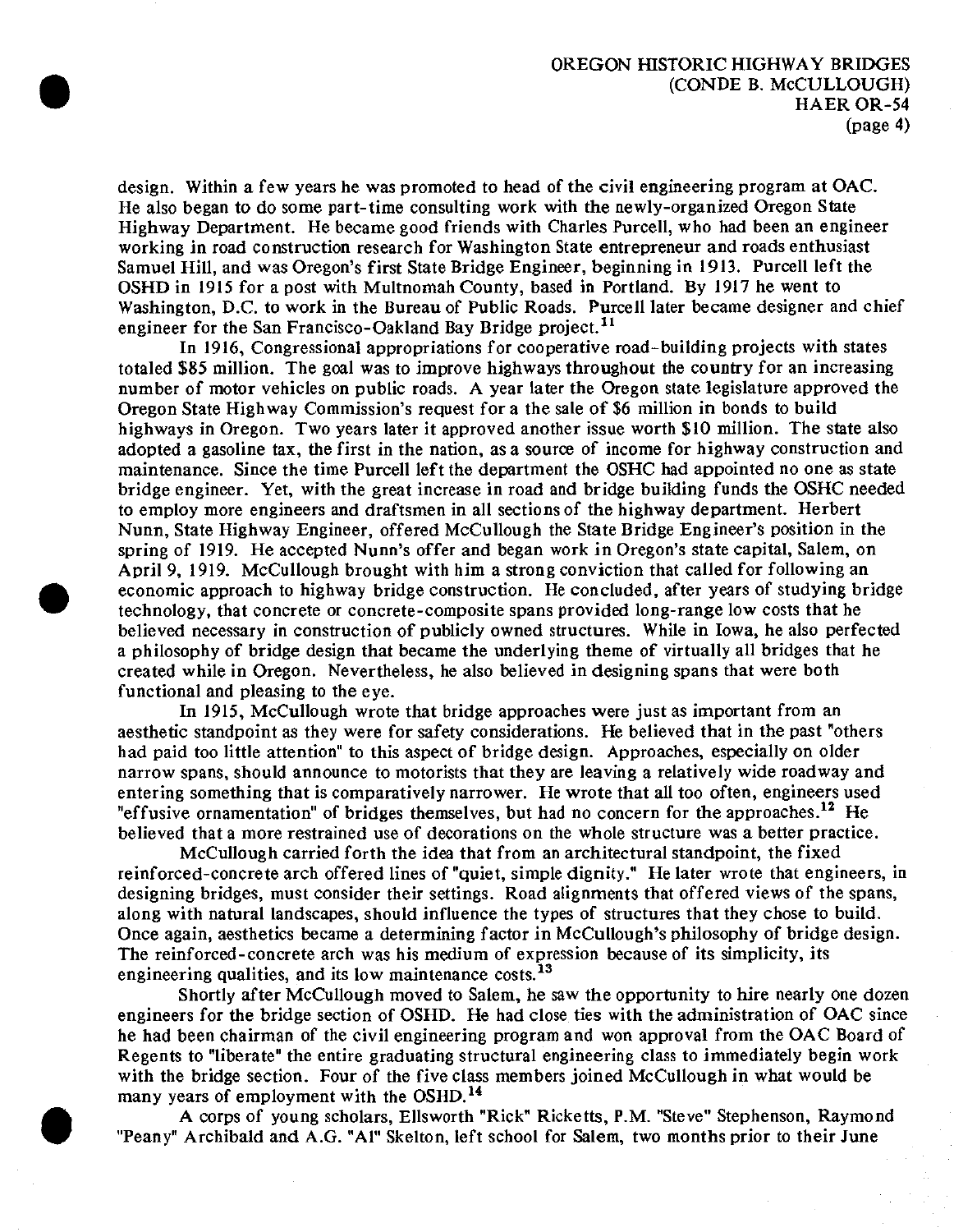design. Within a few years he was promoted to head of the civil engineering program at OAC. He also began to do some part-time consulting work with the newly-organized Oregon State Highway Department. He became good friends with Charles Purcell, who had been an engineer working in road construction research for Washington State entrepreneur and roads enthusiast Samuel Hill, and was Oregon's first State Bridge Engineer, beginning in 1913. Purcell left the OSHD in 1915 for a post with Multnomah County, based in Portland. By 1917 he went to Washington, D.C. to work in the Bureau of Public Roads. Purcell later became designer and chief engineer for the San Francisco-Oakland Bay Bridge project.[11]

In 1916, Congressional appropriations for cooperative road-building projects with states totaled $85 million. The goal was to improve highways throughout the country for an increasing number of motor vehicles on public roads. A year later the Oregon state legislature approved the Oregon State Highway Commission's request for a the sale of $6 million in bonds to build highways in Oregon. Two years later it approved another issue worth $10 million. The state also adopted a gasoline tax, the first in the nation, as a source of income for highway construction and maintenance. Since the time Purcell left the department the OSHC had appointed no one as state bridge engineer. Yet, with the great increase in road and bridge building funds the OSHC needed to employ more engineers and draftsmen in all sections of the highway department. Herbert Nunn, State Highway Engineer, offered McCullough the State Bridge Engineer's position in the spring of 1919. He accepted Nunn's offer and began work in Oregon's state capital, Salem, on April 9, 1919. McCullough brought with him a strong conviction that called for following an economic approach to highway bridge construction. He concluded, after years of studying bridge technology, that concrete or concrete-composite spans provided long-range low costs that he believed necessary in construction of publicly owned structures. While in Iowa, he also perfected a philosophy of bridge design that became the underlying theme of virtually all bridges that he created while in Oregon. Nevertheless, he also believed in designing spans that were both functional and pleasing to the eye.

In 1915, McCullough wrote that bridge approaches were just as important from an aesthetic standpoint as they were for safety considerations. He believed that in the past "others had paid too little attention" to this aspect of bridge design. Approaches, especially on older narrow spans, should announce to motorists that they are leaving a relatively wide roadway and entering something that is comparatively narrower. He wrote that all too often, engineers used "effusive ornamentation" of bridges themselves, but had no concern for the approaches.[12] He believed that a more restrained use of decorations on the whole structure was a better practice.

McCullough carried forth the idea that from an architectural standpoint, the fixed reinforced-concrete arch offered lines of "quiet, simple dignity." He later wrote that engineers, in designing bridges, must consider their settings. Road alignments that offered views of the spans, along with natural landscapes, should influence the types of structures that they chose to build. Once again, aesthetics became a determining factor in McCullough's philosophy of bridge design. The reinforced-concrete arch was his medium of expression because of its simplicity, its engineering qualities, and its low maintenance costs.[13]

Shortly after McCullough moved to Salem, he saw the opportunity to hire nearly one dozen engineers for the bridge section of OSHD. He had close ties with the administration of OAC since he had been chairman of the civil engineering program and won approval from the OAC Board of Regents to "liberate" the entire graduating structural engineering class to immediately begin work with the bridge section. Four of the five class members joined McCullough in what would be many years of employment with the OSHD.[14]

A corps of young scholars, Ellsworth "Rick" Ricketts, P.M. "Steve" Stephenson, Raymond "Peany" Archibald and A.G. "Al" Skelton, left school for Salem, two months prior to their June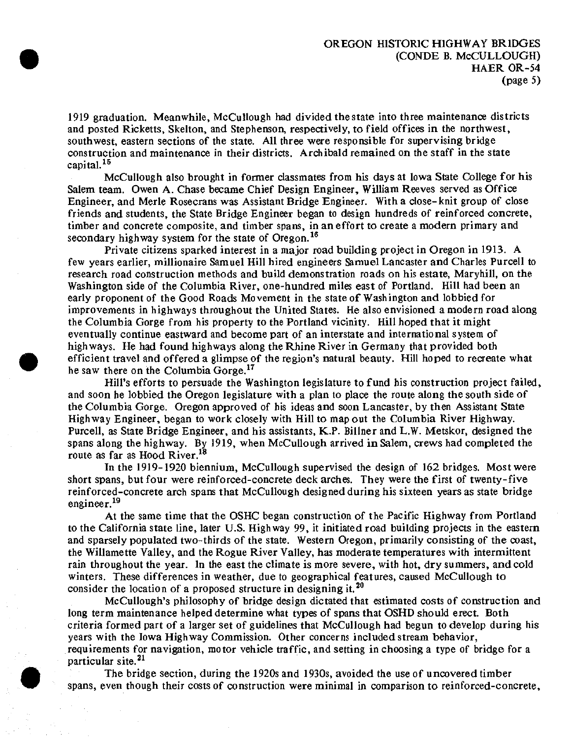1919 graduation. Meanwhile, McCullough had divided the state into three maintenance districts and posted Ricketts, Skelton, and Stephenson, respectively, to field offices in the northwest, southwest, eastern sections of the state. All three were responsible for supervising bridge construction and maintenance in their districts. Archibald remained on the staff in the state capital.[15]

McCullough also brought in former classmates from his days at Iowa State College for his Salem team. Owen A. Chase became Chief Design Engineer, William Reeves served as Office Engineer, and Merle Rosecrans was Assistant Bridge Engineer. With a close-knit group of close friends and students, the State Bridge Engineer began to design hundreds of reinforced concrete, timber and concrete composite, and timber spans, in an effort to create a modern primary and secondary highway system for the state of Oregon.[16]

Private citizens sparked interest in a major road building project in Oregon in 1913. A few years earlier, millionaire Samuel Hill hired engineers Samuel Lancaster and Charles Purcell to research road construction methods and build demonstration roads on his estate, Maryhill, on the Washington side of the Columbia River, one-hundred miles east of Portland. Hill had been an early proponent of the Good Roads Movement in the state of Washington and lobbied for improvements in highways throughout the United States. He also envisioned a modern road along the Columbia Gorge from his property to the Portland vicinity. Hill hoped that it might eventually continue eastward and become part of an interstate and international system of highways. He had found highways along the Rhine River in Germany that provided both efficient travel and offered a glimpse of the region's natural beauty. Hill hoped to recreate what he saw there on the Columbia Gorge.[17]

Hill's efforts to persuade the Washington legislature to fund his construction project failed, and soon he lobbied the Oregon legislature with a plan to place the route along the south side of the Columbia Gorge. Oregon approved of his ideas and soon Lancaster, by then Assistant State Highway Engineer, began to work closely with Hill to map out the Columbia River Highway. Purcell, as State Bridge Engineer, and his assistants, K.P. Billner and L.W. Metskor, designed the spans along the highway. By 1919, when McCullough arrived in Salem, crews had completed the route as far as Hood River.[18]

In the 1919-1920 biennium, McCullough supervised the design of 162 bridges. Most were short spans, but four were reinforced-concrete deck arches. They were the first of twenty-five reinforced-concrete arch spans that McCullough designed during his sixteen years as state bridge engineer.[19]

At the same time that the OSHC began construction of the Pacific Highway from Portland to the California state line, later U.S. Highway 99, it initiated road building projects in the eastern and sparsely populated two-thirds of the state. Western Oregon, primarily consisting of the coast, the Willamette Valley, and the Rogue River Valley, has moderate temperatures with intermittent rain throughout the year. In the east the climate is more severe, with hot, dry summers, and cold winters. These differences in weather, due to geographical features, caused McCullough to consider the location of a proposed structure in designing it.[20]

McCullough's philosophy of bridge design dictated that estimated costs of construction and long term maintenance helped determine what types of spans that OSHD should erect. Both criteria formed part of a larger set of guidelines that McCullough had begun to develop during his years with the Iowa Highway Commission. Other concerns included stream behavior, requirements for navigation, motor vehicle traffic, and setting in choosing a type of bridge for a particular site.[21]

The bridge section, during the 1920s and 1930s, avoided the use of uncovered timber spans, even though their costs of construction were minimal in comparison to reinforced-concrete,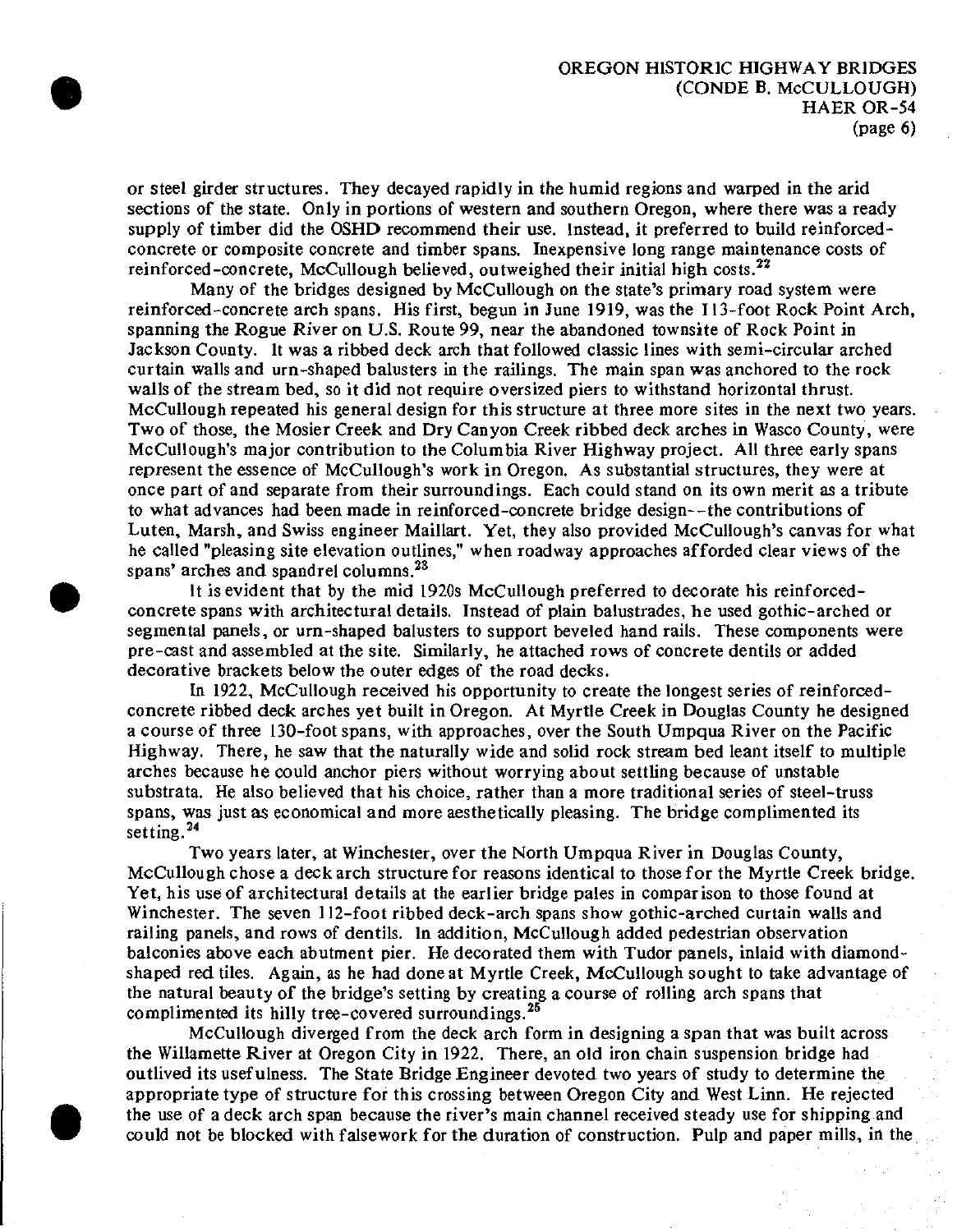or steel girder structures. They decayed rapidly in the humid regions and warped in the arid sections of the state. Only in portions of western and southern Oregon, where there was a ready supply of timber did the OSHD recommend their use. Instead, it preferred to build reinforced-concrete or composite concrete and timber spans. Inexpensive long range maintenance costs of reinforced-concrete, McCullough believed, outweighed their initial high costs.[22]

Many of the bridges designed by McCullough on the state's primary road system were reinforced-concrete arch spans. His first, begun in June 1919, was the 113-foot Rock Point Arch, spanning the Rogue River on U.S. Route 99, near the abandoned townsite of Rock Point in Jackson County. It was a ribbed deck arch that followed classic lines with semi-circular arched curtain walls and urn-shaped balusters in the railings. The main span was anchored to the rock walls of the stream bed, so it did not require oversized piers to withstand horizontal thrust. McCullough repeated his general design for this structure at three more sites in the next two years. Two of those, the Mosier Creek and Dry Canyon Creek ribbed deck arches in Wasco County, were McCullough's major contribution to the Columbia River Highway project. All three early spans represent the essence of McCullough's work in Oregon. As substantial structures, they were at once part of and separate from their surroundings. Each could stand on its own merit as a tribute to what advances had been made in reinforced-concrete bridge design--the contributions of Luten, Marsh, and Swiss engineer Maillart. Yet, they also provided McCullough's canvas for what he called "pleasing site elevation outlines," when roadway approaches afforded clear views of the spans' arches and spandrel columns.[23]

It is evident that by the mid 1920s McCullough preferred to decorate his reinforced-concrete spans with architectural details. Instead of plain balustrades, he used gothic-arched or segmental panels, or urn-shaped balusters to support beveled hand rails. These components were pre-cast and assembled at the site. Similarly, he attached rows of concrete dentils or added decorative brackets below the outer edges of the road decks.

In 1922, McCullough received his opportunity to create the longest series of reinforced-concrete ribbed deck arches yet built in Oregon. At Myrtle Creek in Douglas County he designed a course of three 130-foot spans, with approaches, over the South Umpqua River on the Pacific Highway. There, he saw that the naturally wide and solid rock stream bed leant itself to multiple arches because he could anchor piers without worrying about settling because of unstable substrata. He also believed that his choice, rather than a more traditional series of steel-truss spans, was just as economical and more aesthetically pleasing. The bridge complimented its setting.[24]

Two years later, at Winchester, over the North Umpqua River in Douglas County, McCullough chose a deck arch structure for reasons identical to those for the Myrtle Creek bridge. Yet, his use of architectural details at the earlier bridge pales in comparison to those found at Winchester. The seven 112-foot ribbed deck-arch spans show gothic-arched curtain walls and railing panels, and rows of dentils. In addition, McCullough added pedestrian observation balconies above each abutment pier. He decorated them with Tudor panels, inlaid with diamond-shaped red tiles. Again, as he had done at Myrtle Creek, McCullough sought to take advantage of the natural beauty of the bridge's setting by creating a course of rolling arch spans that complimented its hilly tree-covered surroundings.[25]

McCullough diverged from the deck arch form in designing a span that was built across the Willamette River at Oregon City in 1922. There, an old iron chain suspension bridge had outlived its usefulness. The State Bridge Engineer devoted two years of study to determine the appropriate type of structure for this crossing between Oregon City and West Linn. He rejected the use of a deck arch span because the river's main channel received steady use for shipping and could not be blocked with falsework for the duration of construction. Pulp and paper mills, in the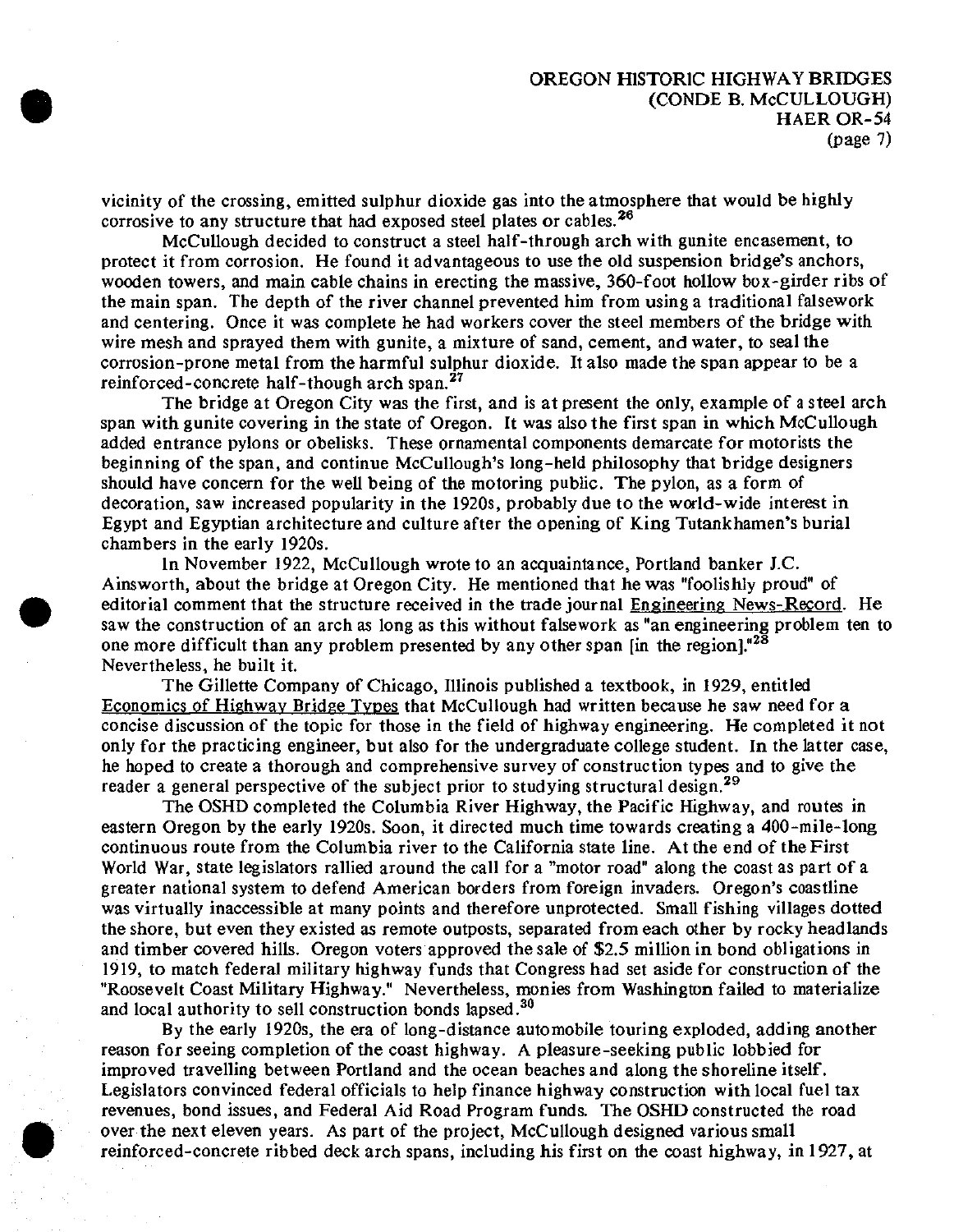vicinity of the crossing, emitted sulphur dioxide gas into the atmosphere that would be highly corrosive to any structure that had exposed steel plates or cables.[26]

McCullough decided to construct a steel half-through arch with gunite encasement, to protect it from corrosion. He found it advantageous to use the old suspension bridge's anchors, wooden towers, and main cable chains in erecting the massive, 360-foot hollow box-girder ribs of the main span. The depth of the river channel prevented him from using a traditional falsework and centering. Once it was complete he had workers cover the steel members of the bridge with wire mesh and sprayed them with gunite, a mixture of sand, cement, and water, to seal the corrosion-prone metal from the harmful sulphur dioxide. It also made the span appear to be a reinforced-concrete half-though arch span.[27]

The bridge at Oregon City was the first, and is at present the only, example of a steel arch span with gunite covering in the state of Oregon. It was also the first span in which McCullough added entrance pylons or obelisks. These ornamental components demarcate for motorists the beginning of the span, and continue McCullough's long-held philosophy that bridge designers should have concern for the well being of the motoring public. The pylon, as a form of decoration, saw increased popularity in the 1920s, probably due to the world-wide interest in Egypt and Egyptian architecture and culture after the opening of King Tutankhamen's burial chambers in the early 1920s.

In November 1922, McCullough wrote to an acquaintance, Portland banker J.C. Ainsworth, about the bridge at Oregon City. He mentioned that he was "foolishly proud" of editorial comment that the structure received in the trade journal Engineering News-Record. He saw the construction of an arch as long as this without falsework as "an engineering problem ten to one more difficult than any problem presented by any other span [in the region]."[28] Nevertheless, he built it.

The Gillette Company of Chicago, Illinois published a textbook, in 1929, entitled Economics of Highway Bridge Types that McCullough had written because he saw need for a concise discussion of the topic for those in the field of highway engineering. He completed it not only for the practicing engineer, but also for the undergraduate college student. In the latter case, he hoped to create a thorough and comprehensive survey of construction types and to give the reader a general perspective of the subject prior to studying structural design.[29]

The OSHD completed the Columbia River Highway, the Pacific Highway, and routes in eastern Oregon by the early 1920s. Soon, it directed much time towards creating a 400-mile-long continuous route from the Columbia river to the California state line. At the end of the First World War, state legislators rallied around the call for a "motor road" along the coast as part of a greater national system to defend American borders from foreign invaders. Oregon's coastline was virtually inaccessible at many points and therefore unprotected. Small fishing villages dotted the shore, but even they existed as remote outposts, separated from each other by rocky headlands and timber covered hills. Oregon voters approved the sale of $2.5 million in bond obligations in 1919, to match federal military highway funds that Congress had set aside for construction of the "Roosevelt Coast Military Highway." Nevertheless, monies from Washington failed to materialize and local authority to sell construction bonds lapsed.[30]

By the early 1920s, the era of long-distance automobile touring exploded, adding another reason for seeing completion of the coast highway. A pleasure-seeking public lobbied for improved travelling between Portland and the ocean beaches and along the shoreline itself. Legislators convinced federal officials to help finance highway construction with local fuel tax revenues, bond issues, and Federal Aid Road Program funds. The OSHD constructed the road over the next eleven years. As part of the project, McCullough designed various small reinforced-concrete ribbed deck arch spans, including his first on the coast highway, in 1927, at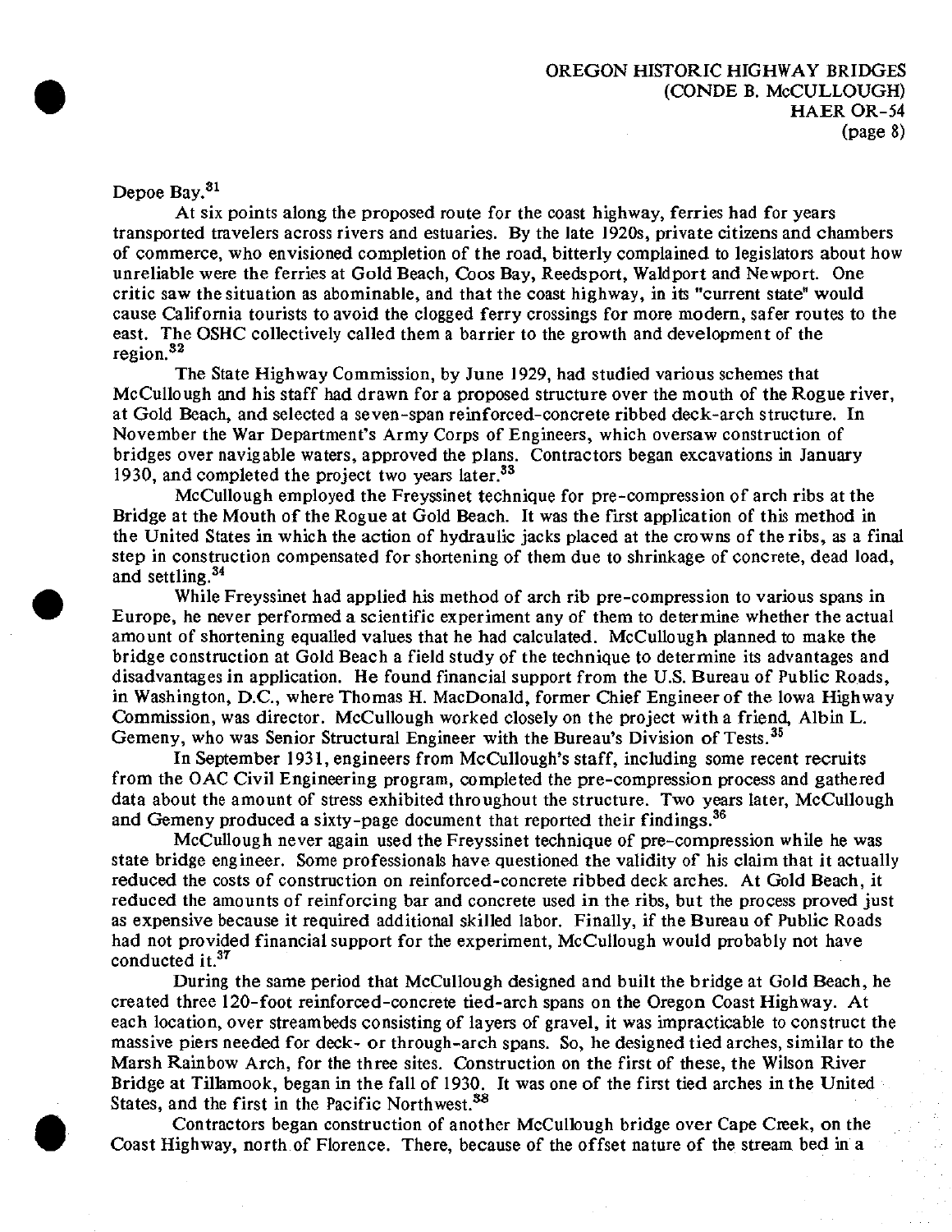Depoe Bay.[31]

At six points along the proposed route for the coast highway, ferries had for years transported travelers across rivers and estuaries. By the late 1920s, private citizens and chambers of commerce, who envisioned completion of the road, bitterly complained to legislators about how unreliable were the ferries at Gold Beach, Coos Bay, Reedsport, Waldport and Newport. One critic saw the situation as abominable, and that the coast highway, in its "current state" would cause California tourists to avoid the clogged ferry crossings for more modern, safer routes to the east. The OSHC collectively called them a barrier to the growth and development of the region.[32]

The State Highway Commission, by June 1929, had studied various schemes that McCullough and his staff had drawn for a proposed structure over the mouth of the Rogue river, at Gold Beach, and selected a seven-span reinforced-concrete ribbed deck-arch structure. In November the War Department's Army Corps of Engineers, which oversaw construction of bridges over navigable waters, approved the plans. Contractors began excavations in January 1930, and completed the project two years later.[33]

McCullough employed the Freyssinet technique for pre-compression of arch ribs at the Bridge at the Mouth of the Rogue at Gold Beach. It was the first application of this method in the United States in which the action of hydraulic jacks placed at the crowns of the ribs, as a final step in construction compensated for shortening of them due to shrinkage of concrete, dead load, and settling.[34]

While Freyssinet had applied his method of arch rib pre-compression to various spans in Europe, he never performed a scientific experiment any of them to determine whether the actual amount of shortening equalled values that he had calculated. McCullough planned to make the bridge construction at Gold Beach a field study of the technique to determine its advantages and disadvantages in application. He found financial support from the U.S. Bureau of Public Roads, in Washington, D.C., where Thomas H. MacDonald, former Chief Engineer of the Iowa Highway Commission, was director. McCullough worked closely on the project with a friend, Albin L. Gemeny, who was Senior Structural Engineer with the Bureau's Division of Tests.[35]

In September 1931, engineers from McCullough's staff, including some recent recruits from the OAC Civil Engineering program, completed the pre-compression process and gathered data about the amount of stress exhibited throughout the structure. Two years later, McCullough and Gemeny produced a sixty-page document that reported their findings.[36]

McCullough never again used the Freyssinet technique of pre-compression while he was state bridge engineer. Some professionals have questioned the validity of his claim that it actually reduced the costs of construction on reinforced-concrete ribbed deck arches. At Gold Beach, it reduced the amounts of reinforcing bar and concrete used in the ribs, but the process proved just as expensive because it required additional skilled labor. Finally, if the Bureau of Public Roads had not provided financial support for the experiment, McCullough would probably not have conducted it.[37]

During the same period that McCullough designed and built the bridge at Gold Beach, he created three 120-foot reinforced-concrete tied-arch spans on the Oregon Coast Highway. At each location, over streambeds consisting of layers of gravel, it was impracticable to construct the massive piers needed for deck- or through-arch spans. So, he designed tied arches, similar to the Marsh Rainbow Arch, for the three sites. Construction on the first of these, the Wilson River Bridge at Tillamook, began in the fall of 1930. It was one of the first tied arches in the United States, and the first in the Pacific Northwest.[38]

Contractors began construction of another McCullough bridge over Cape Creek, on the Coast Highway, north of Florence. There, because of the offset nature of the stream bed in a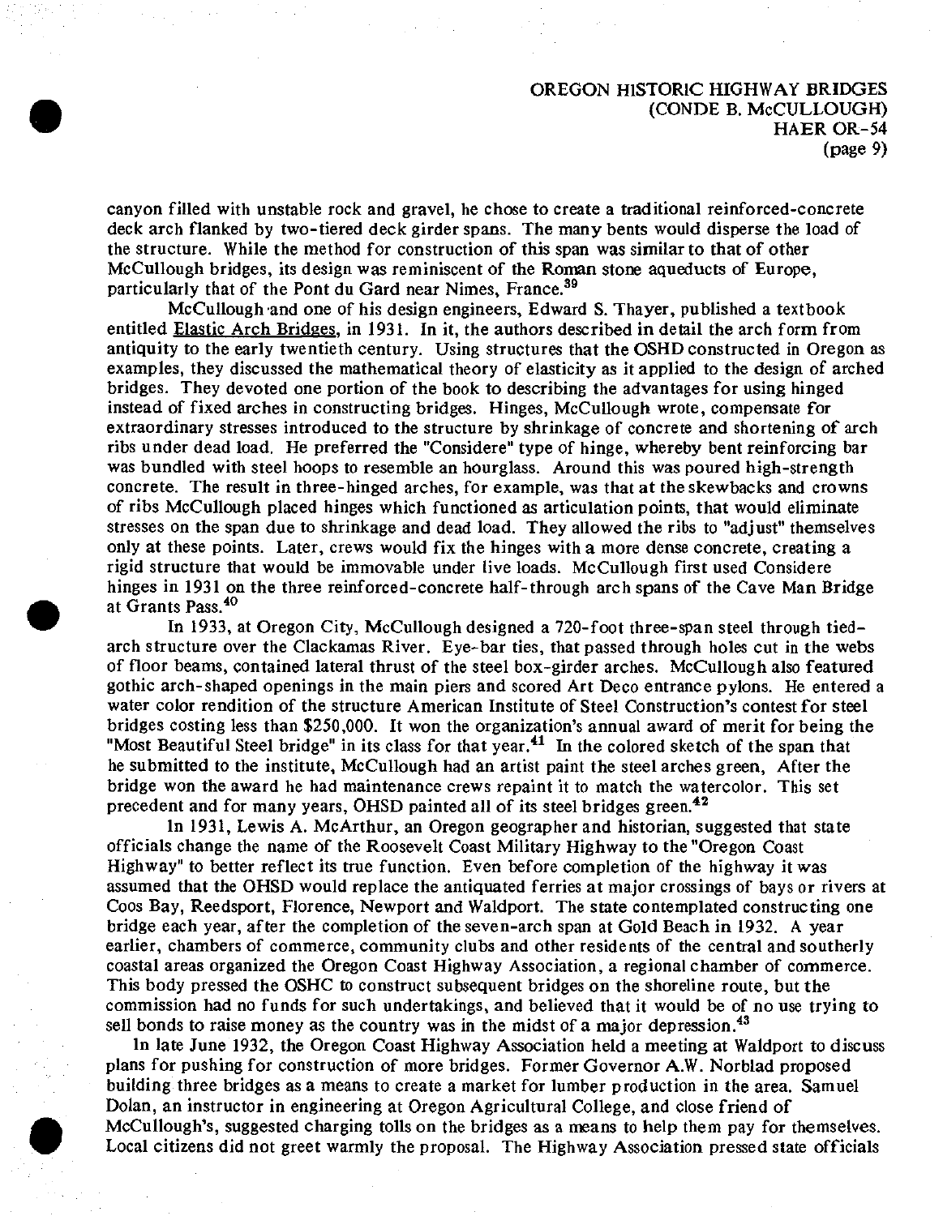canyon filled with unstable rock and gravel, he chose to create a traditional reinforced-concrete deck arch flanked by two-tiered deck girder spans. The many bents would disperse the load of the structure. While the method for construction of this span was similar to that of other McCullough bridges, its design was reminiscent of the Roman stone aqueducts of Europe, particularly that of the Pont du Gard near Nimes, France.[39]

McCullough and one of his design engineers, Edward S. Thayer, published a textbook entitled Elastic Arch Bridges, in 1931. In it, the authors described in detail the arch form from antiquity to the early twentieth century. Using structures that the OSHD constructed in Oregon as examples, they discussed the mathematical theory of elasticity as it applied to the design of arched bridges. They devoted one portion of the book to describing the advantages for using hinged instead of fixed arches in constructing bridges. Hinges, McCullough wrote, compensate for extraordinary stresses introduced to the structure by shrinkage of concrete and shortening of arch ribs under dead load. He preferred the "Considere" type of hinge, whereby bent reinforcing bar was bundled with steel hoops to resemble an hourglass. Around this was poured high-strength concrete. The result in three-hinged arches, for example, was that at the skewbacks and crowns of ribs McCullough placed hinges which functioned as articulation points, that would eliminate stresses on the span due to shrinkage and dead load. They allowed the ribs to "adjust" themselves only at these points. Later, crews would fix the hinges with a more dense concrete, creating a rigid structure that would be immovable under live loads. McCullough first used Considere hinges in 1931 on the three reinforced-concrete half-through arch spans of the Cave Man Bridge at Grants Pass.[40]

In 1933, at Oregon City, McCullough designed a 720-foot three-span steel through tied-arch structure over the Clackamas River. Eye-bar ties, that passed through holes cut in the webs of floor beams, contained lateral thrust of the steel box-girder arches. McCullough also featured gothic arch-shaped openings in the main piers and scored Art Deco entrance pylons. He entered a water color rendition of the structure American Institute of Steel Construction's contest for steel bridges costing less than $250,000. It won the organization's annual award of merit for being the "Most Beautiful Steel bridge" in its class for that year.[41] In the colored sketch of the span that he submitted to the institute, McCullough had an artist paint the steel arches green, After the bridge won the award he had maintenance crews repaint it to match the watercolor. This set precedent and for many years, OHSD painted all of its steel bridges green.[42]

In 1931, Lewis A. McArthur, an Oregon geographer and historian, suggested that state officials change the name of the Roosevelt Coast Military Highway to the "Oregon Coast Highway" to better reflect its true function. Even before completion of the highway it was assumed that the OHSD would replace the antiquated ferries at major crossings of bays or rivers at Coos Bay, Reedsport, Florence, Newport and Waldport. The state contemplated constructing one bridge each year, after the completion of the seven-arch span at Gold Beach in 1932. A year earlier, chambers of commerce, community clubs and other residents of the central and southerly coastal areas organized the Oregon Coast Highway Association, a regional chamber of commerce. This body pressed the OSHC to construct subsequent bridges on the shoreline route, but the commission had no funds for such undertakings, and believed that it would be of no use trying to sell bonds to raise money as the country was in the midst of a major depression.[43]

In late June 1932, the Oregon Coast Highway Association held a meeting at Waldport to discuss plans for pushing for construction of more bridges. Former Governor A.W. Norblad proposed building three bridges as a means to create a market for lumber production in the area. Samuel Dolan, an instructor in engineering at Oregon Agricultural College, and close friend of McCullough's, suggested charging tolls on the bridges as a means to help them pay for themselves. Local citizens did not greet warmly the proposal. The Highway Association pressed state officials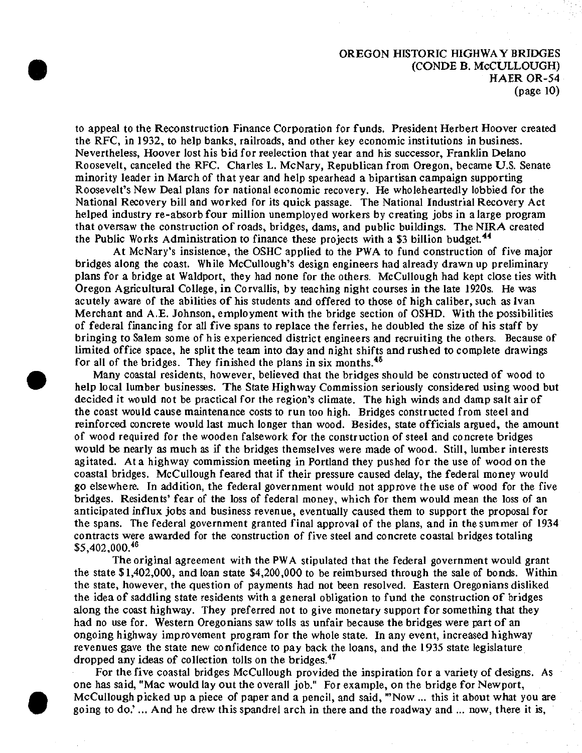to appeal to the Reconstruction Finance Corporation for funds. President Herbert Hoover created the RFC, in 1932, to help banks, railroads, and other key economic institutions in business. Nevertheless, Hoover lost his bid for reelection that year and his successor, Franklin Delano Roosevelt, canceled the RFC. Charles L. McNary, Republican from Oregon, became U.S. Senate minority leader in March of that year and help spearhead a bipartisan campaign supporting Roosevelt's New Deal plans for national economic recovery. He wholeheartedly lobbied for the National Recovery bill and worked for its quick passage. The National Industrial Recovery Act helped industry re-absorb four million unemployed workers by creating jobs in a large program that oversaw the construction of roads, bridges, dams, and public buildings. The NIRA created the Public Works Administration to finance these projects with a $3 billion budget.[44]

At McNary's insistence, the OSHC applied to the PWA to fund construction of five major bridges along the coast. While McCullough's design engineers had already drawn up preliminary plans for a bridge at Waldport, they had none for the others. McCullough had kept close ties with Oregon Agricultural College, in Corvallis, by teaching night courses in the late 1920s. He was acutely aware of the abilities of his students and offered to those of high caliber, such as Ivan Merchant and A.E. Johnson, employment with the bridge section of OSHD. With the possibilities of federal financing for all five spans to replace the ferries, he doubled the size of his staff by bringing to Salem some of his experienced district engineers and recruiting the others. Because of limited office space, he split the team into day and night shifts and rushed to complete drawings for all of the bridges. They finished the plans in six months.[45]

Many coastal residents, however, believed that the bridges should be constructed of wood to help local lumber businesses. The State Highway Commission seriously considered using wood but decided it would not be practical for the region's climate. The high winds and damp salt air of the coast would cause maintenance costs to run too high. Bridges constructed from steel and reinforced concrete would last much longer than wood. Besides, state officials argued, the amount of wood required for the wooden falsework for the construction of steel and concrete bridges would be nearly as much as if the bridges themselves were made of wood. Still, lumber interests agitated. At a highway commission meeting in Portland they pushed for the use of wood on the coastal bridges. McCullough feared that if their pressure caused delay, the federal money would go elsewhere. In addition, the federal government would not approve the use of wood for the five bridges. Residents' fear of the loss of federal money, which for them would mean the loss of an anticipated influx jobs and business revenue, eventually caused them to support the proposal for the spans. The federal government granted final approval of the plans, and in the summer of 1934 contracts were awarded for the construction of five steel and concrete coastal bridges totaling $5,402,000.[46]

The original agreement with the PWA stipulated that the federal government would grant the state $1,402,000, and loan state $4,200,000 to be reimbursed through the sale of bonds. Within the state, however, the question of payments had not been resolved. Eastern Oregonians disliked the idea of saddling state residents with a general obligation to fund the construction of bridges along the coast highway. They preferred not to give monetary support for something that they had no use for. Western Oregonians saw tolls as unfair because the bridges were part of an ongoing highway improvement program for the whole state. In any event, increased highway revenues gave the state new confidence to pay back the loans, and the 1935 state legislature dropped any ideas of collection tolls on the bridges.[47]

For the five coastal bridges McCullough provided the inspiration for a variety of designs. As one has said, "Mac would lay out the overall job." For example, on the bridge for Newport, McCullough picked up a piece of paper and a pencil, and said, "'Now ... this it about what you are going to do.' ... And he drew this spandrel arch in there and the roadway and ... now, there it is,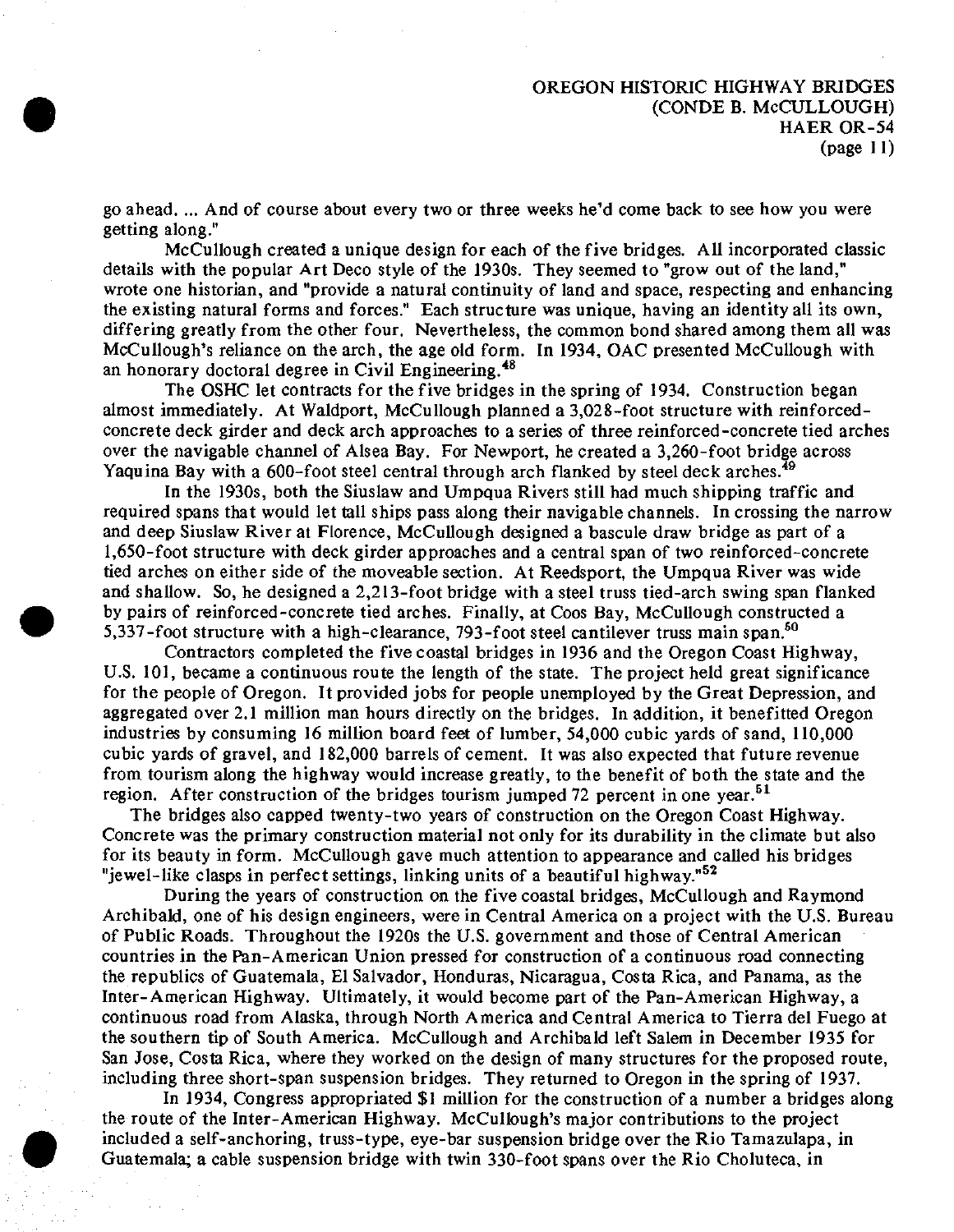go ahead. ... And of course about every two or three weeks he'd come back to see how you were getting along."

McCullough created a unique design for each of the five bridges. All incorporated classic details with the popular Art Deco style of the 1930s. They seemed to "grow out of the land," wrote one historian, and "provide a natural continuity of land and space, respecting and enhancing the existing natural forms and forces." Each structure was unique, having an identity all its own, differing greatly from the other four. Nevertheless, the common bond shared among them all was McCullough's reliance on the arch, the age old form. In 1934, OAC presented McCullough with an honorary doctoral degree in Civil Engineering.[48]

The OSHC let contracts for the five bridges in the spring of 1934. Construction began almost immediately. At Waldport, McCullough planned a 3,028-foot structure with reinforced-concrete deck girder and deck arch approaches to a series of three reinforced-concrete tied arches over the navigable channel of Alsea Bay. For Newport, he created a 3,260-foot bridge across Yaquina Bay with a 600-foot steel central through arch flanked by steel deck arches.[49]

In the 1930s, both the Siuslaw and Umpqua Rivers still had much shipping traffic and required spans that would let tall ships pass along their navigable channels. In crossing the narrow and deep Siuslaw River at Florence, McCullough designed a bascule draw bridge as part of a 1,650-foot structure with deck girder approaches and a central span of two reinforced-concrete tied arches on either side of the moveable section. At Reedsport, the Umpqua River was wide and shallow. So, he designed a 2,213-foot bridge with a steel truss tied-arch swing span flanked by pairs of reinforced-concrete tied arches. Finally, at Coos Bay, McCullough constructed a 5,337-foot structure with a high-clearance, 793-foot steel cantilever truss main span.[50]

Contractors completed the five coastal bridges in 1936 and the Oregon Coast Highway, U.S. 101, became a continuous route the length of the state. The project held great significance for the people of Oregon. It provided jobs for people unemployed by the Great Depression, and aggregated over 2.1 million man hours directly on the bridges. In addition, it benefitted Oregon industries by consuming 16 million board feet of lumber, 54,000 cubic yards of sand, 110,000 cubic yards of gravel, and 182,000 barrels of cement. It was also expected that future revenue from tourism along the highway would increase greatly, to the benefit of both the state and the region. After construction of the bridges tourism jumped 72 percent in one year.[51]

The bridges also capped twenty-two years of construction on the Oregon Coast Highway. Concrete was the primary construction material not only for its durability in the climate but also for its beauty in form. McCullough gave much attention to appearance and called his bridges "jewel-like clasps in perfect settings, linking units of a beautiful highway."[52]

During the years of construction on the five coastal bridges, McCullough and Raymond Archibald, one of his design engineers, were in Central America on a project with the U.S. Bureau of Public Roads. Throughout the 1920s the U.S. government and those of Central American countries in the Pan-American Union pressed for construction of a continuous road connecting the republics of Guatemala, El Salvador, Honduras, Nicaragua, Costa Rica, and Panama, as the Inter-American Highway. Ultimately, it would become part of the Pan-American Highway, a continuous road from Alaska, through North America and Central America to Tierra del Fuego at the southern tip of South America. McCullough and Archibald left Salem in December 1935 for San Jose, Costa Rica, where they worked on the design of many structures for the proposed route, including three short-span suspension bridges. They returned to Oregon in the spring of 1937.

In 1934, Congress appropriated $1 million for the construction of a number a bridges along the route of the Inter-American Highway. McCullough's major contributions to the project included a self-anchoring, truss-type, eye-bar suspension bridge over the Rio Tamazulapa, in Guatemala; a cable suspension bridge with twin 330-foot spans over the Rio Choluteca, in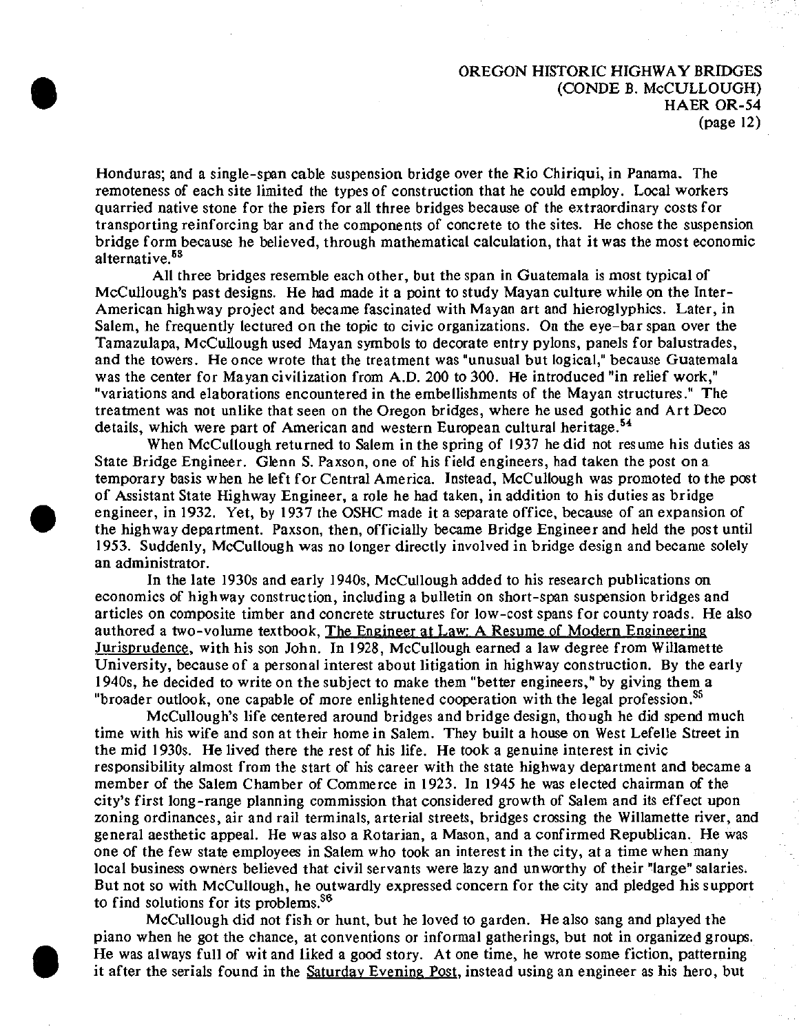Honduras; and a single-span cable suspension bridge over the Rio Chiriqui, in Panama. The remoteness of each site limited the types of construction that he could employ. Local workers quarried native stone for the piers for all three bridges because of the extraordinary costs for transporting reinforcing bar and the components of concrete to the sites. He chose the suspension bridge form because he believed, through mathematical calculation, that it was the most economic alternative.[53]

All three bridges resemble each other, but the span in Guatemala is most typical of McCullough's past designs. He had made it a point to study Mayan culture while on the Inter-American highway project and became fascinated with Mayan art and hieroglyphics. Later, in Salem, he frequently lectured on the topic to civic organizations. On the eye-bar span over the Tamazulapa, McCullough used Mayan symbols to decorate entry pylons, panels for balustrades, and the towers. He once wrote that the treatment was "unusual but logical," because Guatemala was the center for Mayan civilization from A.D. 200 to 300. He introduced "in relief work," "variations and elaborations encountered in the embellishments of the Mayan structures." The treatment was not unlike that seen on the Oregon bridges, where he used gothic and Art Deco details, which were part of American and western European cultural heritage.[54]

When McCullough returned to Salem in the spring of 1937 he did not resume his duties as State Bridge Engineer. Glenn S. Paxson, one of his field engineers, had taken the post on a temporary basis when he left for Central America. Instead, McCullough was promoted to the post of Assistant State Highway Engineer, a role he had taken, in addition to his duties as bridge engineer, in 1932. Yet, by 1937 the OSHC made it a separate office, because of an expansion of the highway department. Paxson, then, officially became Bridge Engineer and held the post until 1953. Suddenly, McCullough was no longer directly involved in bridge design and became solely an administrator.

In the late 1930s and early 1940s, McCullough added to his research publications on economics of highway construction, including a bulletin on short-span suspension bridges and articles on composite timber and concrete structures for low-cost spans for county roads. He also authored a two-volume textbook, The Engineer at Law: A Resume of Modern Engineering Jurisprudence, with his son John. In 1928, McCullough earned a law degree from Willamette University, because of a personal interest about litigation in highway construction. By the early 1940s, he decided to write on the subject to make them "better engineers," by giving them a "broader outlook, one capable of more enlightened cooperation with the legal profession.[55]

McCullough's life centered around bridges and bridge design, though he did spend much time with his wife and son at their home in Salem. They built a house on West Lefelle Street in the mid 1930s. He lived there the rest of his life. He took a genuine interest in civic responsibility almost from the start of his career with the state highway department and became a member of the Salem Chamber of Commerce in 1923. In 1945 he was elected chairman of the city's first long-range planning commission that considered growth of Salem and its effect upon zoning ordinances, air and rail terminals, arterial streets, bridges crossing the Willamette river, and general aesthetic appeal. He was also a Rotarian, a Mason, and a confirmed Republican. He was one of the few state employees in Salem who took an interest in the city, at a time when many local business owners believed that civil servants were lazy and unworthy of their "large" salaries. But not so with McCullough, he outwardly expressed concern for the city and pledged his support to find solutions for its problems.[56]

McCullough did not fish or hunt, but he loved to garden. He also sang and played the piano when he got the chance, at conventions or informal gatherings, but not in organized groups. He was always full of wit and liked a good story. At one time, he wrote some fiction, patterning it after the serials found in the Saturday Evening Post, instead using an engineer as his hero, but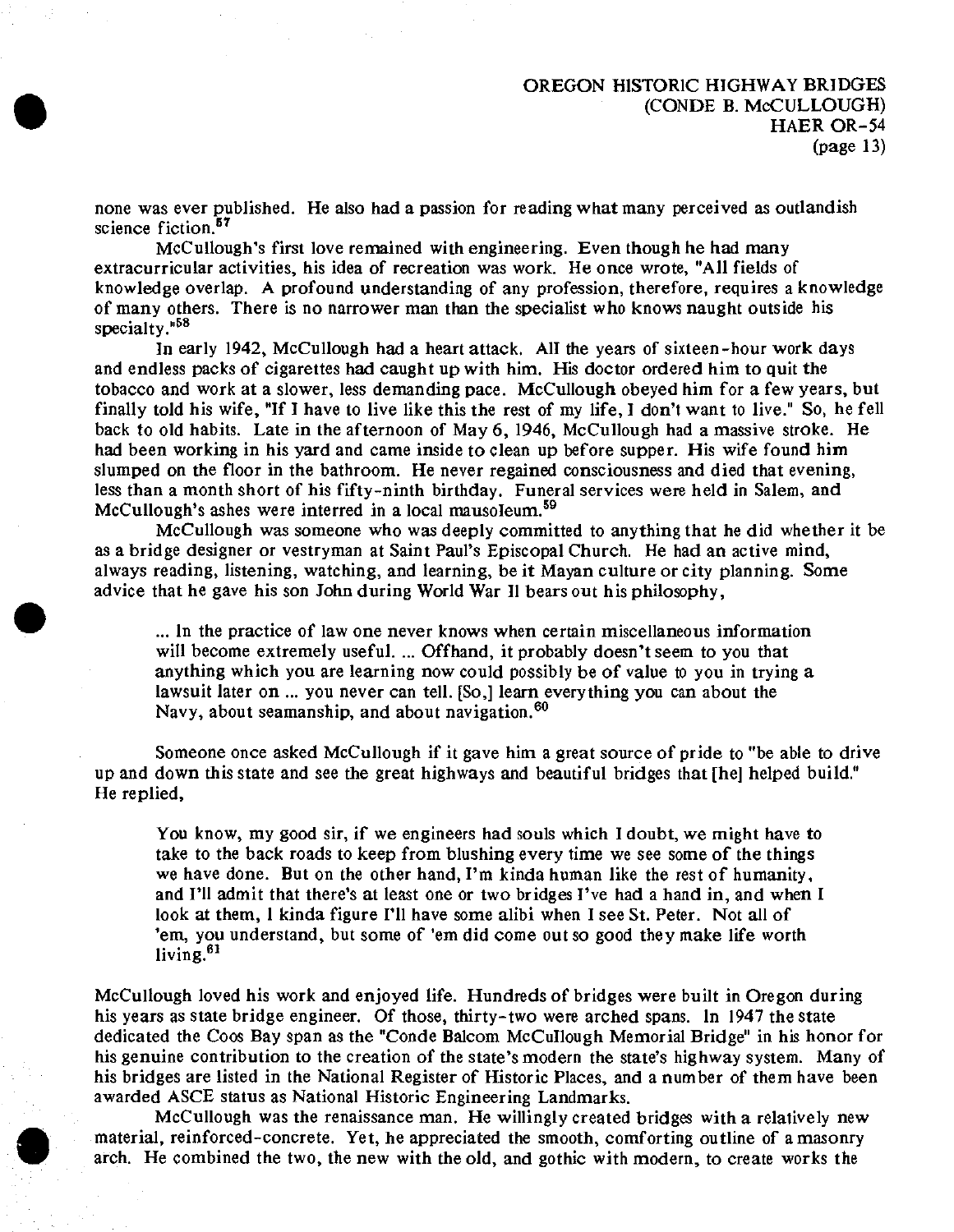none was ever published. He also had a passion for reading what many perceived as outlandish science fiction.[57]

McCullough's first love remained with engineering. Even though he had many extracurricular activities, his idea of recreation was work. He once wrote, "All fields of knowledge overlap. A profound understanding of any profession, therefore, requires a knowledge of many others. There is no narrower man than the specialist who knows naught outside his specialty."[58]

In early 1942, McCullough had a heart attack. All the years of sixteen-hour work days and endless packs of cigarettes had caught up with him. His doctor ordered him to quit the tobacco and work at a slower, less demanding pace. McCullough obeyed him for a few years, but finally told his wife, "If I have to live like this the rest of my life, I don't want to live." So, he fell back to old habits. Late in the afternoon of May 6, 1946, McCullough had a massive stroke. He had been working in his yard and came inside to clean up before supper. His wife found him slumped on the floor in the bathroom. He never regained consciousness and died that evening, less than a month short of his fifty-ninth birthday. Funeral services were held in Salem, and McCullough's ashes were interred in a local mausoleum.[59]

McCullough was someone who was deeply committed to anything that he did whether it be as a bridge designer or vestryman at Saint Paul's Episcopal Church. He had an active mind, always reading, listening, watching, and learning, be it Mayan culture or city planning. Some advice that he gave his son John during World War II bears out his philosophy,

> ... In the practice of law one never knows when certain miscellaneous information will become extremely useful. ... Offhand, it probably doesn't seem to you that anything which you are learning now could possibly be of value to you in trying a lawsuit later on ... you never can tell. [So,] learn everything you can about the Navy, about seamanship, and about navigation.[60]

Someone once asked McCullough if it gave him a great source of pride to "be able to drive up and down this state and see the great highways and beautiful bridges that [he] helped build." He replied,

> You know, my good sir, if we engineers had souls which I doubt, we might have to take to the back roads to keep from blushing every time we see some of the things we have done. But on the other hand, I'm kinda human like the rest of humanity, and I'll admit that there's at least one or two bridges I've had a hand in, and when I look at them, I kinda figure I'll have some alibi when I see St. Peter. Not all of 'em, you understand, but some of 'em did come out so good they make life worth living.[61]

McCullough loved his work and enjoyed life. Hundreds of bridges were built in Oregon during his years as state bridge engineer. Of those, thirty-two were arched spans. In 1947 the state dedicated the Coos Bay span as the "Conde Balcom McCullough Memorial Bridge" in his honor for his genuine contribution to the creation of the state's modern the state's highway system. Many of his bridges are listed in the National Register of Historic Places, and a number of them have been awarded ASCE status as National Historic Engineering Landmarks.

McCullough was the renaissance man. He willingly created bridges with a relatively new material, reinforced-concrete. Yet, he appreciated the smooth, comforting outline of a masonry arch. He combined the two, the new with the old, and gothic with modern, to create works the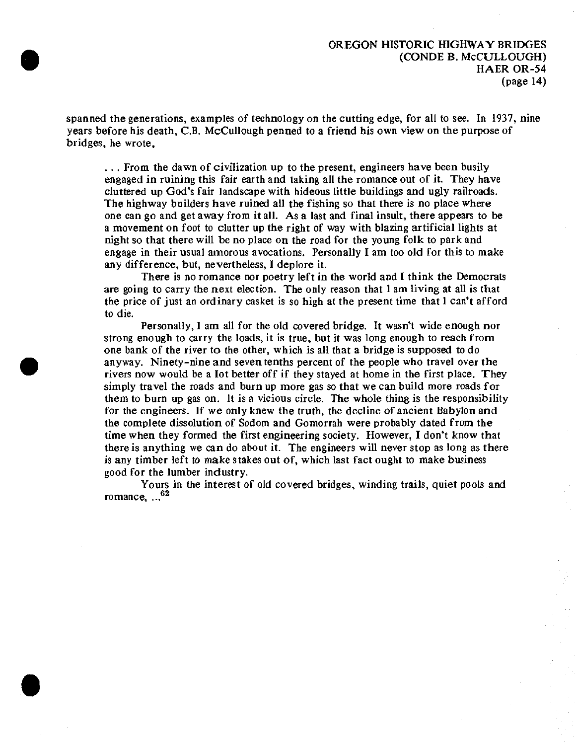spanned the generations, examples of technology on the cutting edge, for all to see. In 1937, nine years before his death, C.B. McCullough penned to a friend his own view on the purpose of bridges, he wrote,

> . . . From the dawn of civilization up to the present, engineers have been busily engaged in ruining this fair earth and taking all the romance out of it. They have cluttered up God's fair landscape with hideous little buildings and ugly railroads. The highway builders have ruined all the fishing so that there is no place where one can go and get away from it all. As a last and final insult, there appears to be a movement on foot to clutter up the right of way with blazing artificial lights at night so that there will be no place on the road for the young folk to park and engage in their usual amorous avocations. Personally I am too old for this to make any difference, but, nevertheless, I deplore it.
>
> There is no romance nor poetry left in the world and I think the Democrats are going to carry the next election. The only reason that I am living at all is that the price of just an ordinary casket is so high at the present time that I can't afford to die.
>
> Personally, I am all for the old covered bridge. It wasn't wide enough nor strong enough to carry the loads, it is true, but it was long enough to reach from one bank of the river to the other, which is all that a bridge is supposed to do anyway. Ninety-nine and seven tenths percent of the people who travel over the rivers now would be a lot better off if they stayed at home in the first place. They simply travel the roads and burn up more gas so that we can build more roads for them to burn up gas on. It is a vicious circle. The whole thing is the responsibility for the engineers. If we only knew the truth, the decline of ancient Babylon and the complete dissolution of Sodom and Gomorrah were probably dated from the time when they formed the first engineering society. However, I don't know that there is anything we can do about it. The engineers will never stop as long as there is any timber left to make stakes out of, which last fact ought to make business good for the lumber industry.
>
> Yours in the interest of old covered bridges, winding trails, quiet pools and romance, ...[62]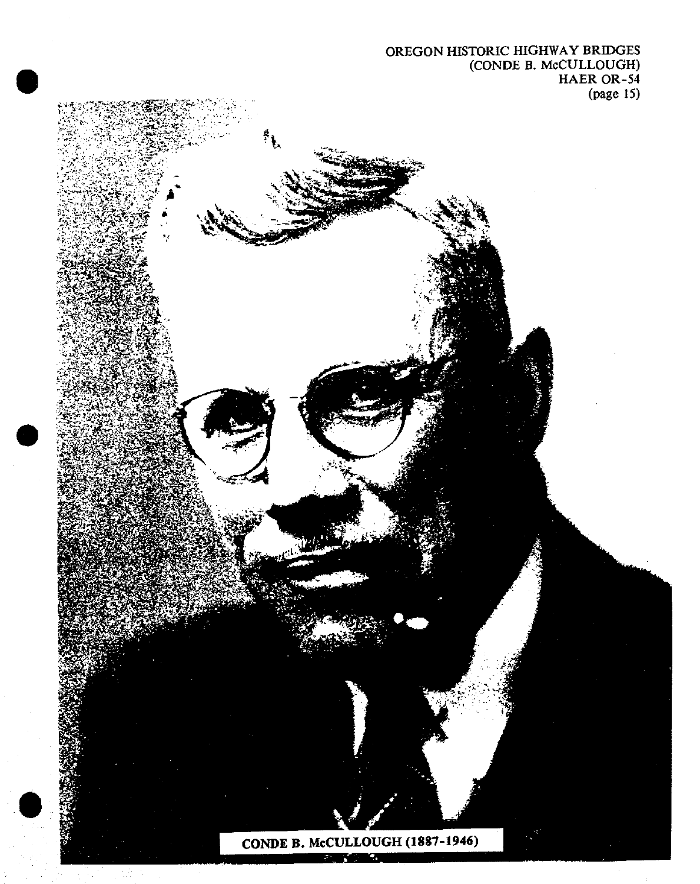CONDE B. McCULLOUGH (1887-1946)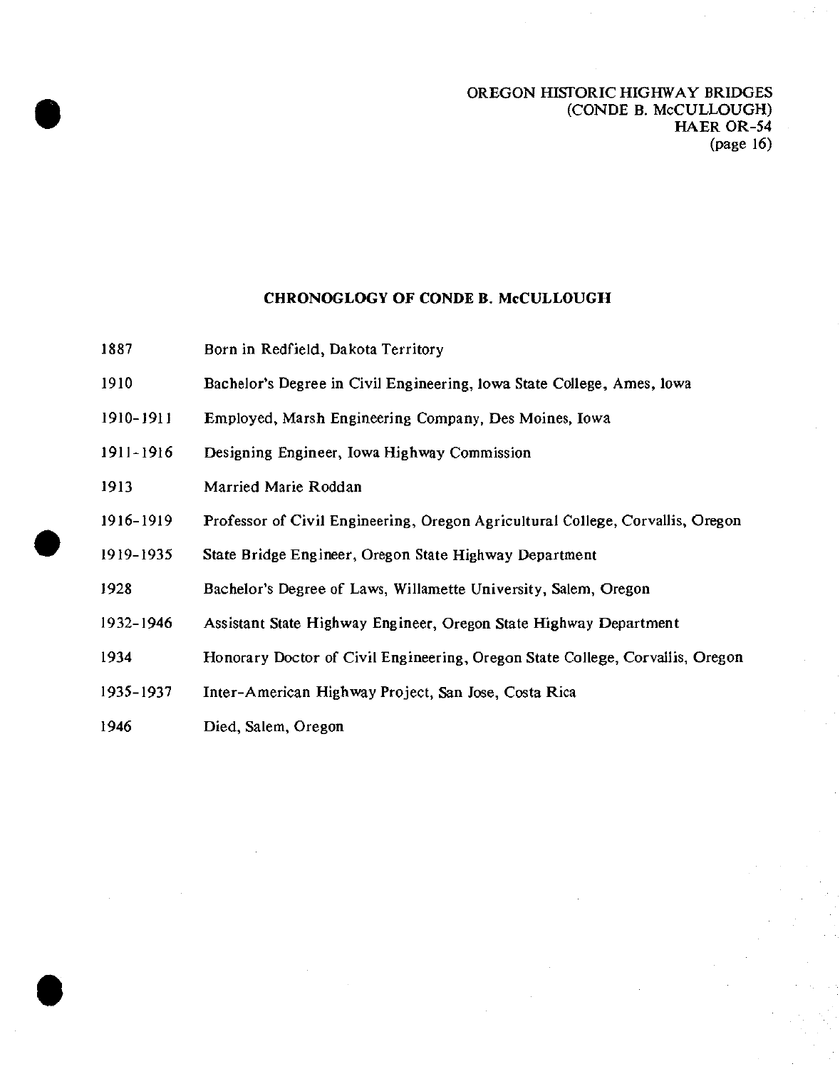## CHRONOGLOGY OF CONDE B. McCULLOUGH

| | |
|---|---|
| 1887 | Born in Redfield, Dakota Territory |
| 1910 | Bachelor's Degree in Civil Engineering, Iowa State College, Ames, Iowa |
| 1910-1911 | Employed, Marsh Engineering Company, Des Moines, Iowa |
| 1911-1916 | Designing Engineer, Iowa Highway Commission |
| 1913 | Married Marie Roddan |
| 1916-1919 | Professor of Civil Engineering, Oregon Agricultural College, Corvallis, Oregon |
| 1919-1935 | State Bridge Engineer, Oregon State Highway Department |
| 1928 | Bachelor's Degree of Laws, Willamette University, Salem, Oregon |
| 1932-1946 | Assistant State Highway Engineer, Oregon State Highway Department |
| 1934 | Honorary Doctor of Civil Engineering, Oregon State College, Corvallis, Oregon |
| 1935-1937 | Inter-American Highway Project, San Jose, Costa Rica |
| 1946 | Died, Salem, Oregon |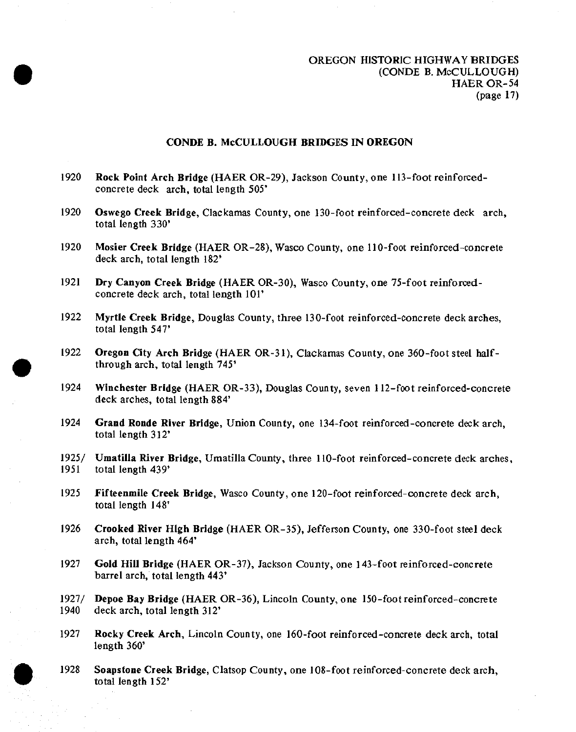## CONDE B. McCULLOUGH BRIDGES IN OREGON

1920 **Rock Point Arch Bridge** (HAER OR-29), Jackson County, one 113-foot reinforced-concrete deck arch, total length 505'

1920 **Oswego Creek Bridge**, Clackamas County, one 130-foot reinforced-concrete deck arch, total length 330'

1920 **Mosier Creek Bridge** (HAER OR-28), Wasco County, one 110-foot reinforced-concrete deck arch, total length 182'

1921 **Dry Canyon Creek Bridge** (HAER OR-30), Wasco County, one 75-foot reinforced-concrete deck arch, total length 101'

1922 **Myrtle Creek Bridge**, Douglas County, three 130-foot reinforced-concrete deck arches, total length 547'

1922 **Oregon City Arch Bridge** (HAER OR-31), Clackamas County, one 360-foot steel half-through arch, total length 745'

1924 **Winchester Bridge** (HAER OR-33), Douglas County, seven 112-foot reinforced-concrete deck arches, total length 884'

1924 **Grand Ronde River Bridge**, Union County, one 134-foot reinforced-concrete deck arch, total length 312'

1925/1951 **Umatilla River Bridge**, Umatilla County, three 110-foot reinforced-concrete deck arches, total length 439'

1925 **Fifteenmile Creek Bridge**, Wasco County, one 120-foot reinforced-concrete deck arch, total length 148'

1926 **Crooked River High Bridge** (HAER OR-35), Jefferson County, one 330-foot steel deck arch, total length 464'

1927 **Gold Hill Bridge** (HAER OR-37), Jackson County, one 143-foot reinforced-concrete barrel arch, total length 443'

1927/1940 **Depoe Bay Bridge** (HAER OR-36), Lincoln County, one 150-foot reinforced-concrete deck arch, total length 312'

1927 **Rocky Creek Arch**, Lincoln County, one 160-foot reinforced-concrete deck arch, total length 360'

1928 **Soapstone Creek Bridge**, Clatsop County, one 108-foot reinforced-concrete deck arch, total length 152'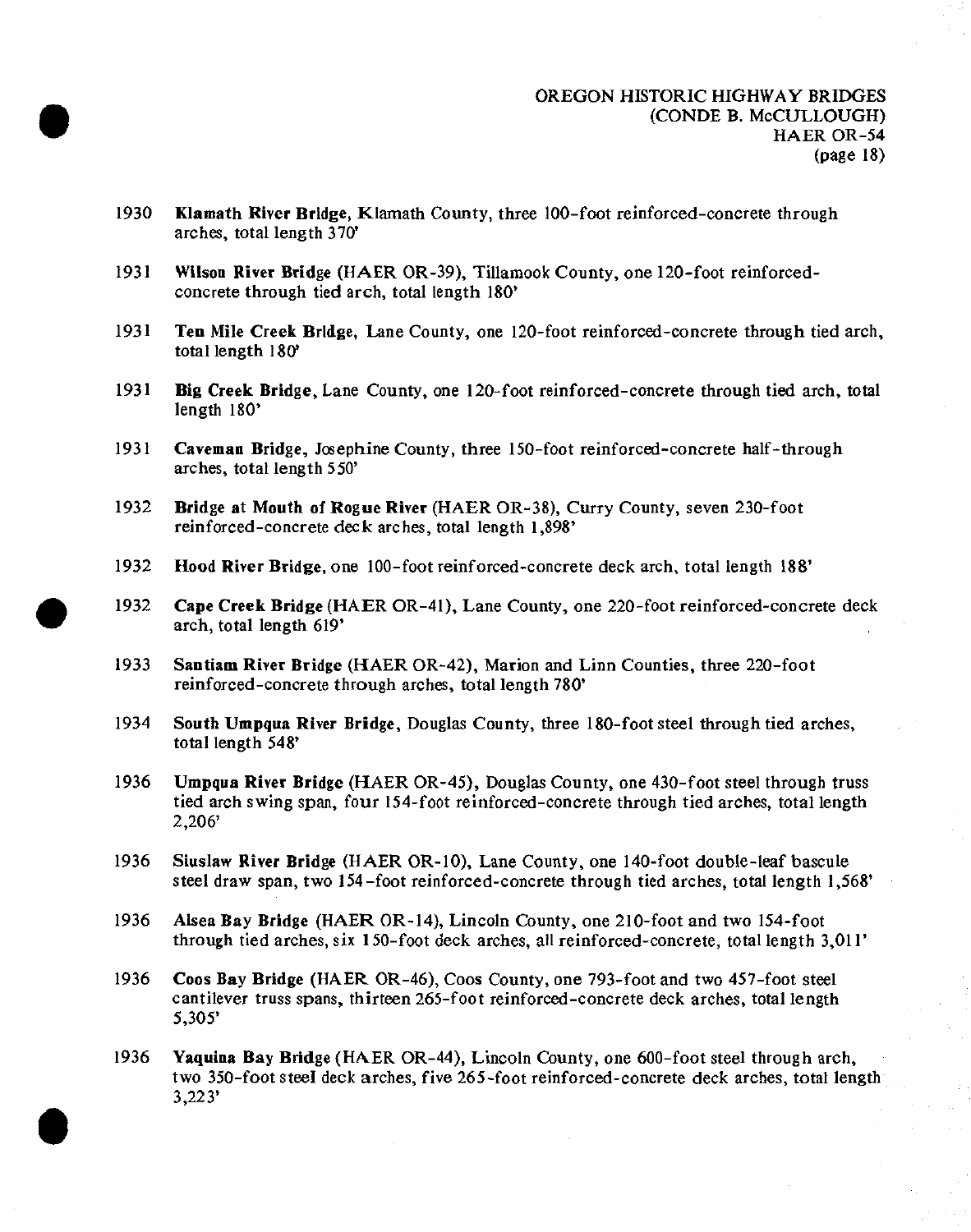1930 **Klamath River Bridge**, Klamath County, three 100-foot reinforced-concrete through arches, total length 370'

1931 **Wilson River Bridge** (HAER OR-39), Tillamook County, one 120-foot reinforced-concrete through tied arch, total length 180'

1931 **Ten Mile Creek Bridge**, Lane County, one 120-foot reinforced-concrete through tied arch, total length 180'

1931 **Big Creek Bridge**, Lane County, one 120-foot reinforced-concrete through tied arch, total length 180'

1931 **Caveman Bridge**, Josephine County, three 150-foot reinforced-concrete half-through arches, total length 550'

1932 **Bridge at Mouth of Rogue River** (HAER OR-38), Curry County, seven 230-foot reinforced-concrete deck arches, total length 1,898'

1932 **Hood River Bridge**, one 100-foot reinforced-concrete deck arch, total length 188'

1932 **Cape Creek Bridge** (HAER OR-41), Lane County, one 220-foot reinforced-concrete deck arch, total length 619'

1933 **Santiam River Bridge** (HAER OR-42), Marion and Linn Counties, three 220-foot reinforced-concrete through arches, total length 780'

1934 **South Umpqua River Bridge**, Douglas County, three 180-foot steel through tied arches, total length 548'

1936 **Umpqua River Bridge** (HAER OR-45), Douglas County, one 430-foot steel through truss tied arch swing span, four 154-foot reinforced-concrete through tied arches, total length 2,206'

1936 **Siuslaw River Bridge** (HAER OR-10), Lane County, one 140-foot double-leaf bascule steel draw span, two 154-foot reinforced-concrete through tied arches, total length 1,568'

1936 **Alsea Bay Bridge** (HAER OR-14), Lincoln County, one 210-foot and two 154-foot through tied arches, six 150-foot deck arches, all reinforced-concrete, total length 3,011'

1936 **Coos Bay Bridge** (HAER OR-46), Coos County, one 793-foot and two 457-foot steel cantilever truss spans, thirteen 265-foot reinforced-concrete deck arches, total length 5,305'

1936 **Yaquina Bay Bridge** (HAER OR-44), Lincoln County, one 600-foot steel through arch, two 350-foot steel deck arches, five 265-foot reinforced-concrete deck arches, total length 3,223'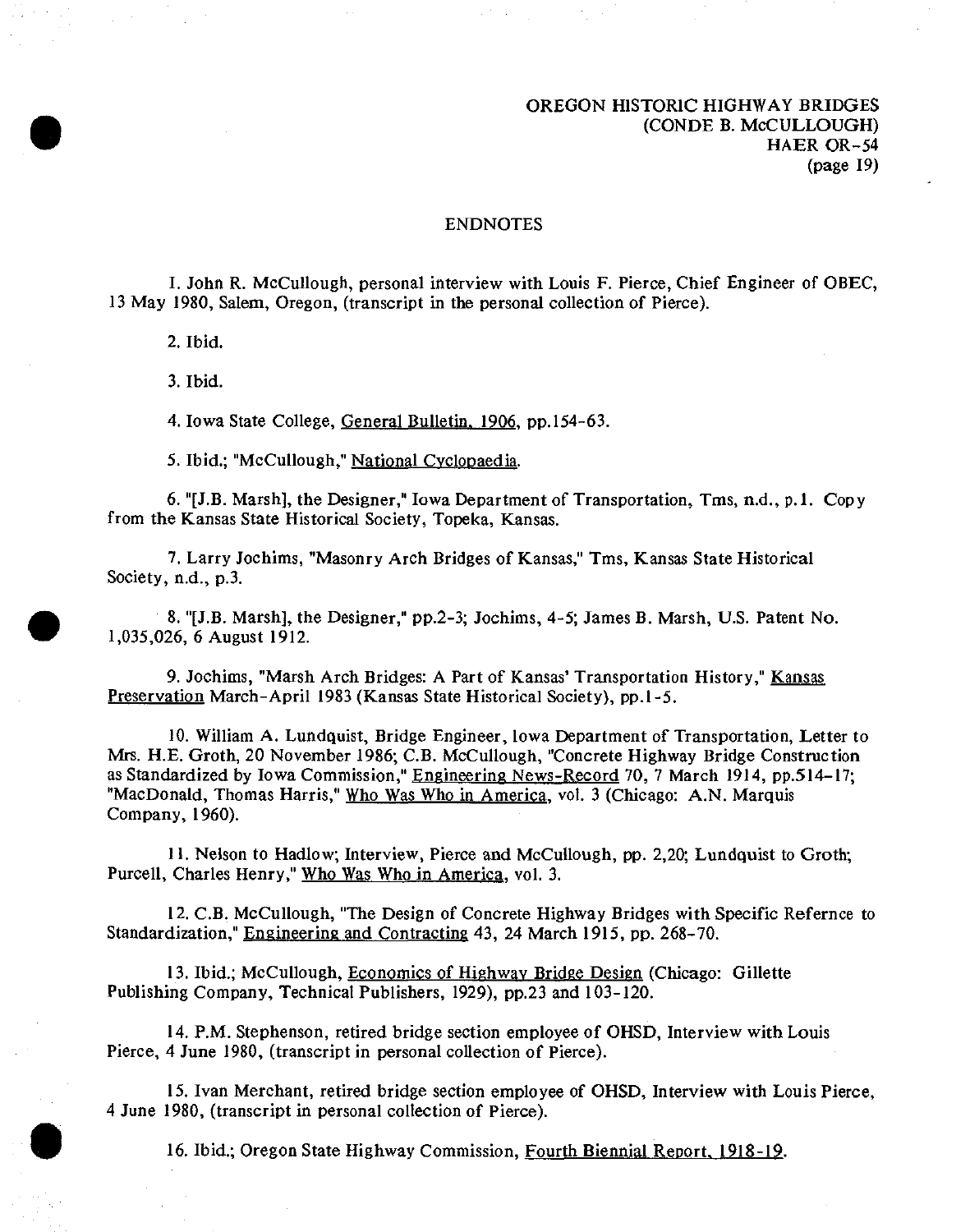## ENDNOTES

1. John R. McCullough, personal interview with Louis F. Pierce, Chief Engineer of OBEC, 13 May 1980, Salem, Oregon, (transcript in the personal collection of Pierce).

2. Ibid.

3. Ibid.

4. Iowa State College, General Bulletin, 1906, pp.154-63.

5. Ibid.; "McCullough," National Cyclopaedia.

6. "[J.B. Marsh], the Designer," Iowa Department of Transportation, Tms, n.d., p.1. Copy from the Kansas State Historical Society, Topeka, Kansas.

7. Larry Jochims, "Masonry Arch Bridges of Kansas," Tms, Kansas State Historical Society, n.d., p.3.

8. "[J.B. Marsh], the Designer," pp.2-3; Jochims, 4-5; James B. Marsh, U.S. Patent No. 1,035,026, 6 August 1912.

9. Jochims, "Marsh Arch Bridges: A Part of Kansas' Transportation History," Kansas Preservation March-April 1983 (Kansas State Historical Society), pp.1-5.

10. William A. Lundquist, Bridge Engineer, Iowa Department of Transportation, Letter to Mrs. H.E. Groth, 20 November 1986; C.B. McCullough, "Concrete Highway Bridge Construction as Standardized by Iowa Commission," Engineering News-Record 70, 7 March 1914, pp.514-17; "MacDonald, Thomas Harris," Who Was Who in America, vol. 3 (Chicago: A.N. Marquis Company, 1960).

11. Nelson to Hadlow; Interview, Pierce and McCullough, pp. 2,20; Lundquist to Groth; Purcell, Charles Henry," Who Was Who in America, vol. 3.

12. C.B. McCullough, "The Design of Concrete Highway Bridges with Specific Refernce to Standardization," Engineering and Contracting 43, 24 March 1915, pp. 268-70.

13. Ibid.; McCullough, Economics of Highway Bridge Design (Chicago: Gillette Publishing Company, Technical Publishers, 1929), pp.23 and 103-120.

14. P.M. Stephenson, retired bridge section employee of OHSD, Interview with Louis Pierce, 4 June 1980, (transcript in personal collection of Pierce).

15. Ivan Merchant, retired bridge section employee of OHSD, Interview with Louis Pierce, 4 June 1980, (transcript in personal collection of Pierce).

16. Ibid.; Oregon State Highway Commission, Fourth Biennial Report, 1918-19.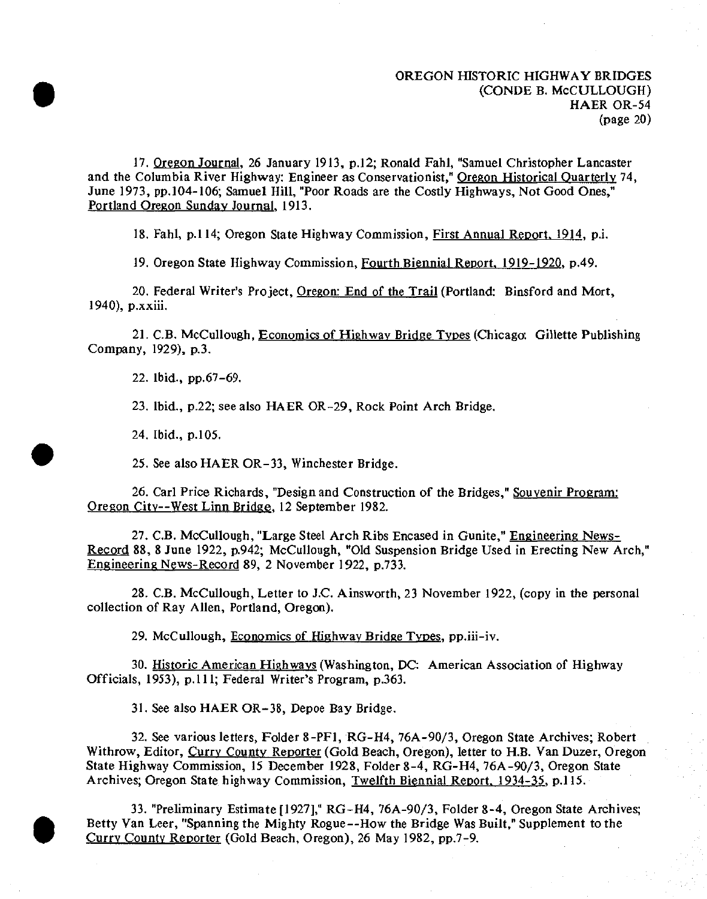17. Oregon Journal, 26 January 1913, p.12; Ronald Fahl, "Samuel Christopher Lancaster and the Columbia River Highway: Engineer as Conservationist," Oregon Historical Quarterly 74, June 1973, pp.104-106; Samuel Hill, "Poor Roads are the Costly Highways, Not Good Ones," Portland Oregon Sunday Journal, 1913.

18. Fahl, p.114; Oregon State Highway Commission, First Annual Report, 1914, p.i.

19. Oregon State Highway Commission, Fourth Biennial Report, 1919-1920, p.49.

20. Federal Writer's Project, Oregon: End of the Trail (Portland: Binsford and Mort, 1940), p.xxiii.

21. C.B. McCullough, Economics of Highway Bridge Types (Chicago: Gillette Publishing Company, 1929), p.3.

22. Ibid., pp.67-69.

23. Ibid., p.22; see also HAER OR-29, Rock Point Arch Bridge.

24. Ibid., p.105.

25. See also HAER OR-33, Winchester Bridge.

26. Carl Price Richards, "Design and Construction of the Bridges," Souvenir Program: Oregon City--West Linn Bridge, 12 September 1982.

27. C.B. McCullough, "Large Steel Arch Ribs Encased in Gunite," Engineering News-Record 88, 8 June 1922, p.942; McCullough, "Old Suspension Bridge Used in Erecting New Arch," Engineering News-Record 89, 2 November 1922, p.733.

28. C.B. McCullough, Letter to J.C. Ainsworth, 23 November 1922, (copy in the personal collection of Ray Allen, Portland, Oregon).

29. McCullough, Economics of Highway Bridge Types, pp.iii-iv.

30. Historic American Highways (Washington, DC: American Association of Highway Officials, 1953), p.111; Federal Writer's Program, p.363.

31. See also HAER OR-38, Depoe Bay Bridge.

32. See various letters, Folder 8-PF1, RG-H4, 76A-90/3, Oregon State Archives; Robert Withrow, Editor, Curry County Reporter (Gold Beach, Oregon), letter to H.B. Van Duzer, Oregon State Highway Commission, 15 December 1928, Folder 8-4, RG-H4, 76A-90/3, Oregon State Archives; Oregon State highway Commission, Twelfth Biennial Report, 1934-35, p.115.

33. "Preliminary Estimate [1927]," RG-H4, 76A-90/3, Folder 8-4, Oregon State Archives; Betty Van Leer, "Spanning the Mighty Rogue--How the Bridge Was Built," Supplement to the Curry County Reporter (Gold Beach, Oregon), 26 May 1982, pp.7-9.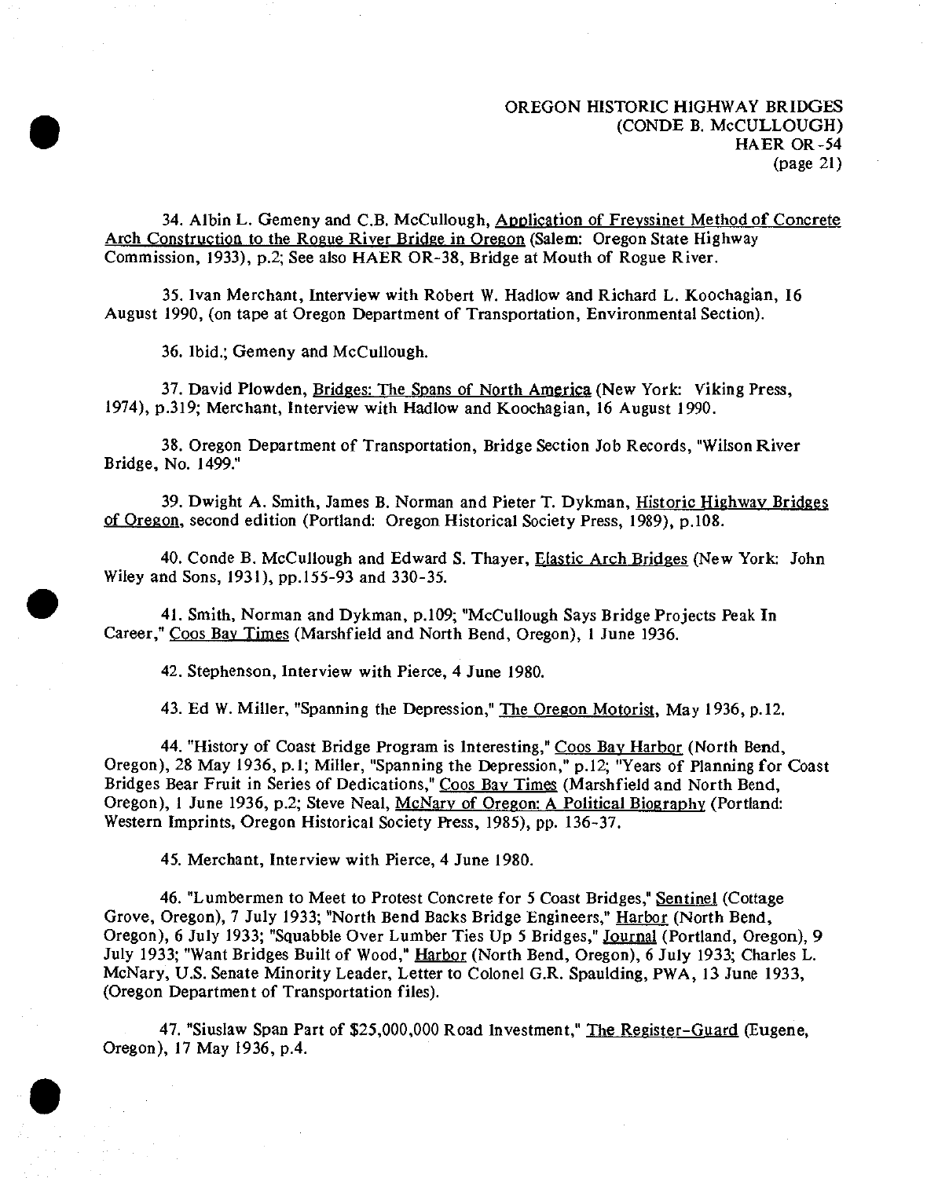34. Albin L. Gemeny and C.B. McCullough, Application of Freyssinet Method of Concrete Arch Construction to the Rogue River Bridge in Oregon (Salem: Oregon State Highway Commission, 1933), p.2; See also HAER OR-38, Bridge at Mouth of Rogue River.

35. Ivan Merchant, Interview with Robert W. Hadlow and Richard L. Koochagian, 16 August 1990, (on tape at Oregon Department of Transportation, Environmental Section).

36. Ibid.; Gemeny and McCullough.

37. David Plowden, Bridges: The Spans of North America (New York: Viking Press, 1974), p.319; Merchant, Interview with Hadlow and Koochagian, 16 August 1990.

38. Oregon Department of Transportation, Bridge Section Job Records, "Wilson River Bridge, No. 1499."

39. Dwight A. Smith, James B. Norman and Pieter T. Dykman, Historic Highway Bridges of Oregon, second edition (Portland: Oregon Historical Society Press, 1989), p.108.

40. Conde B. McCullough and Edward S. Thayer, Elastic Arch Bridges (New York: John Wiley and Sons, 1931), pp.155-93 and 330-35.

41. Smith, Norman and Dykman, p.109; "McCullough Says Bridge Projects Peak In Career," Coos Bay Times (Marshfield and North Bend, Oregon), 1 June 1936.

42. Stephenson, Interview with Pierce, 4 June 1980.

43. Ed W. Miller, "Spanning the Depression," The Oregon Motorist, May 1936, p.12.

44. "History of Coast Bridge Program is Interesting," Coos Bay Harbor (North Bend, Oregon), 28 May 1936, p.1; Miller, "Spanning the Depression," p.12; "Years of Planning for Coast Bridges Bear Fruit in Series of Dedications," Coos Bay Times (Marshfield and North Bend, Oregon), 1 June 1936, p.2; Steve Neal, McNary of Oregon: A Political Biography (Portland: Western Imprints, Oregon Historical Society Press, 1985), pp. 136-37.

45. Merchant, Interview with Pierce, 4 June 1980.

46. "Lumbermen to Meet to Protest Concrete for 5 Coast Bridges," Sentinel (Cottage Grove, Oregon), 7 July 1933; "North Bend Backs Bridge Engineers," Harbor (North Bend, Oregon), 6 July 1933; "Squabble Over Lumber Ties Up 5 Bridges," Journal (Portland, Oregon), 9 July 1933; "Want Bridges Built of Wood," Harbor (North Bend, Oregon), 6 July 1933; Charles L. McNary, U.S. Senate Minority Leader, Letter to Colonel G.R. Spaulding, PWA, 13 June 1933, (Oregon Department of Transportation files).

47. "Siuslaw Span Part of $25,000,000 Road Investment," The Register-Guard (Eugene, Oregon), 17 May 1936, p.4.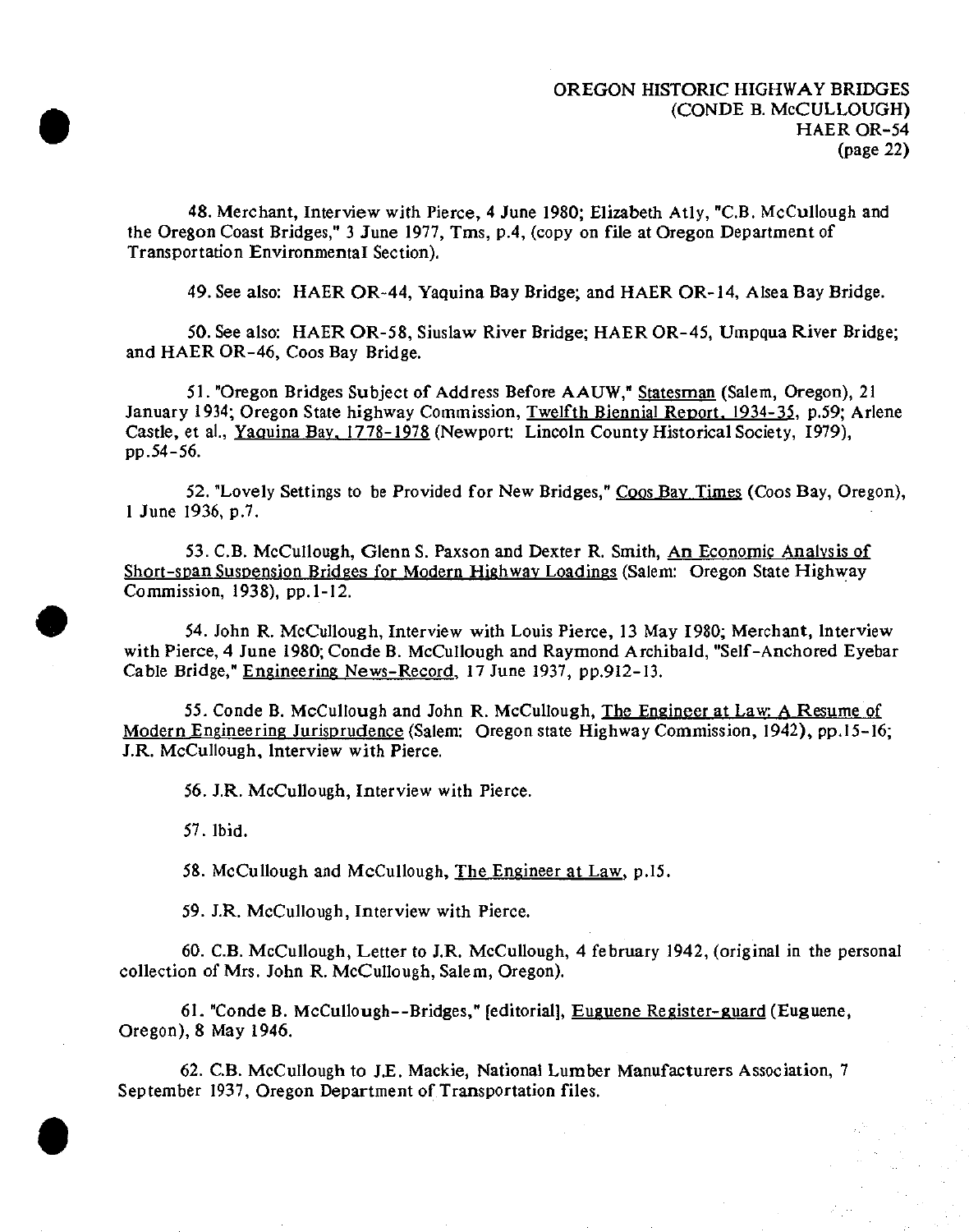48. Merchant, Interview with Pierce, 4 June 1980; Elizabeth Atly, "C.B. McCullough and the Oregon Coast Bridges," 3 June 1977, Tms, p.4, (copy on file at Oregon Department of Transportation Environmental Section).

49. See also: HAER OR-44, Yaquina Bay Bridge; and HAER OR-14, Alsea Bay Bridge.

50. See also: HAER OR-58, Siuslaw River Bridge; HAER OR-45, Umpqua River Bridge; and HAER OR-46, Coos Bay Bridge.

51. "Oregon Bridges Subject of Address Before AAUW," Statesman (Salem, Oregon), 21 January 1934; Oregon State highway Commission, Twelfth Biennial Report, 1934-35, p.59; Arlene Castle, et al., Yaquina Bay, 1778-1978 (Newport: Lincoln County Historical Society, 1979), pp.54-56.

52. "Lovely Settings to be Provided for New Bridges," Coos Bay Times (Coos Bay, Oregon), 1 June 1936, p.7.

53. C.B. McCullough, Glenn S. Paxson and Dexter R. Smith, An Economic Analysis of Short-span Suspension Bridges for Modern Highway Loadings (Salem: Oregon State Highway Commission, 1938), pp.1-12.

54. John R. McCullough, Interview with Louis Pierce, 13 May 1980; Merchant, Interview with Pierce, 4 June 1980; Conde B. McCullough and Raymond Archibald, "Self-Anchored Eyebar Cable Bridge," Engineering News-Record, 17 June 1937, pp.912-13.

55. Conde B. McCullough and John R. McCullough, The Engineer at Law: A Resume of Modern Engineering Jurisprudence (Salem: Oregon state Highway Commission, 1942), pp.15-16; J.R. McCullough, Interview with Pierce.

56. J.R. McCullough, Interview with Pierce.

57. Ibid.

58. McCullough and McCullough, The Engineer at Law, p.15.

59. J.R. McCullough, Interview with Pierce.

60. C.B. McCullough, Letter to J.R. McCullough, 4 february 1942, (original in the personal collection of Mrs. John R. McCullough, Salem, Oregon).

61. "Conde B. McCullough--Bridges," [editorial], Euguene Register-guard (Euguene, Oregon), 8 May 1946.

62. C.B. McCullough to J.E. Mackie, National Lumber Manufacturers Association, 7 September 1937, Oregon Department of Transportation files.